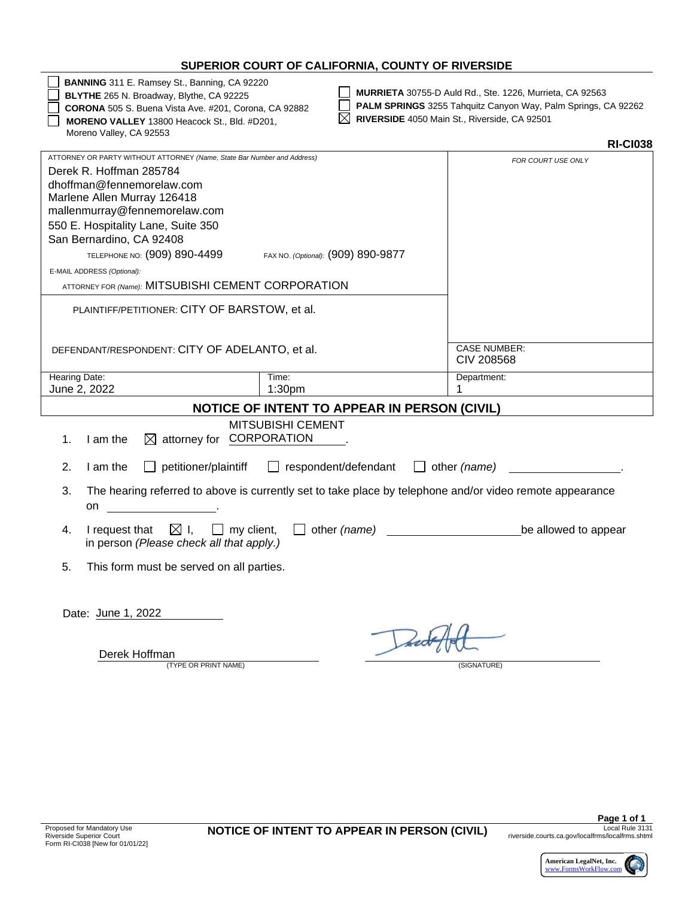**SUPERIOR COURT OF CALIFORNIA, COUNTY OF RIVERSIDE**

- ☐ **BANNING** 311 E. Ramsey St., Banning, CA 92220
- ☐ **BLYTHE** 265 N. Broadway, Blythe, CA 92225
- ☐ **CORONA** 505 S. Buena Vista Ave. #201, Corona, CA 92882
- ☐ **MORENO VALLEY** 13800 Heacock St., Bld. #D201, Moreno Valley, CA 92553
- ☐ **MURRIETA** 30755-D Auld Rd., Ste. 1226, Murrieta, CA 92563
- ☐ **PALM SPRINGS** 3255 Tahquitz Canyon Way, Palm Springs, CA 92262
- ☒ **RIVERSIDE** 4050 Main St., Riverside, CA 92501

**RI-CI038**

ATTORNEY OR PARTY WITHOUT ATTORNEY *(Name, State Bar Number and Address)*

Derek R. Hoffman 285784
dhoffman@fennemorelaw.com
Marlene Allen Murray 126418
mallenmurray@fennemorelaw.com
550 E. Hospitality Lane, Suite 350
San Bernardino, CA 92408

TELEPHONE NO: (909) 890-4499 FAX NO. *(Optional)*: (909) 890-9877

E-MAIL ADDRESS *(Optional)*:

ATTORNEY FOR *(Name)*: MITSUBISHI CEMENT CORPORATION

*FOR COURT USE ONLY*

PLAINTIFF/PETITIONER: CITY OF BARSTOW, et al.

DEFENDANT/RESPONDENT: CITY OF ADELANTO, et al.

CASE NUMBER: CIV 208568

| Hearing Date: | Time: | Department: |
|---|---|---|
| June 2, 2022 | 1:30pm | 1 |

## NOTICE OF INTENT TO APPEAR IN PERSON (CIVIL)

1. I am the ☒ attorney for MITSUBISHI CEMENT CORPORATION.
2. I am the ☐ petitioner/plaintiff ☐ respondent/defendant ☐ other *(name)* ________________.
3. The hearing referred to above is currently set to take place by telephone and/or video remote appearance on ________________.
4. I request that ☒ I, ☐ my client, ☐ other *(name)* ________________ be allowed to appear in person *(Please check all that apply.)*
5. This form must be served on all parties.

Date: June 1, 2022

Derek Hoffman
(TYPE OR PRINT NAME)

[Signature]
(SIGNATURE)

Proposed for Mandatory Use
Riverside Superior Court
Form RI-CI038 [New for 01/01/22]

Local Rule 3131
riverside.courts.ca.gov/localfrms/localfrms.shtml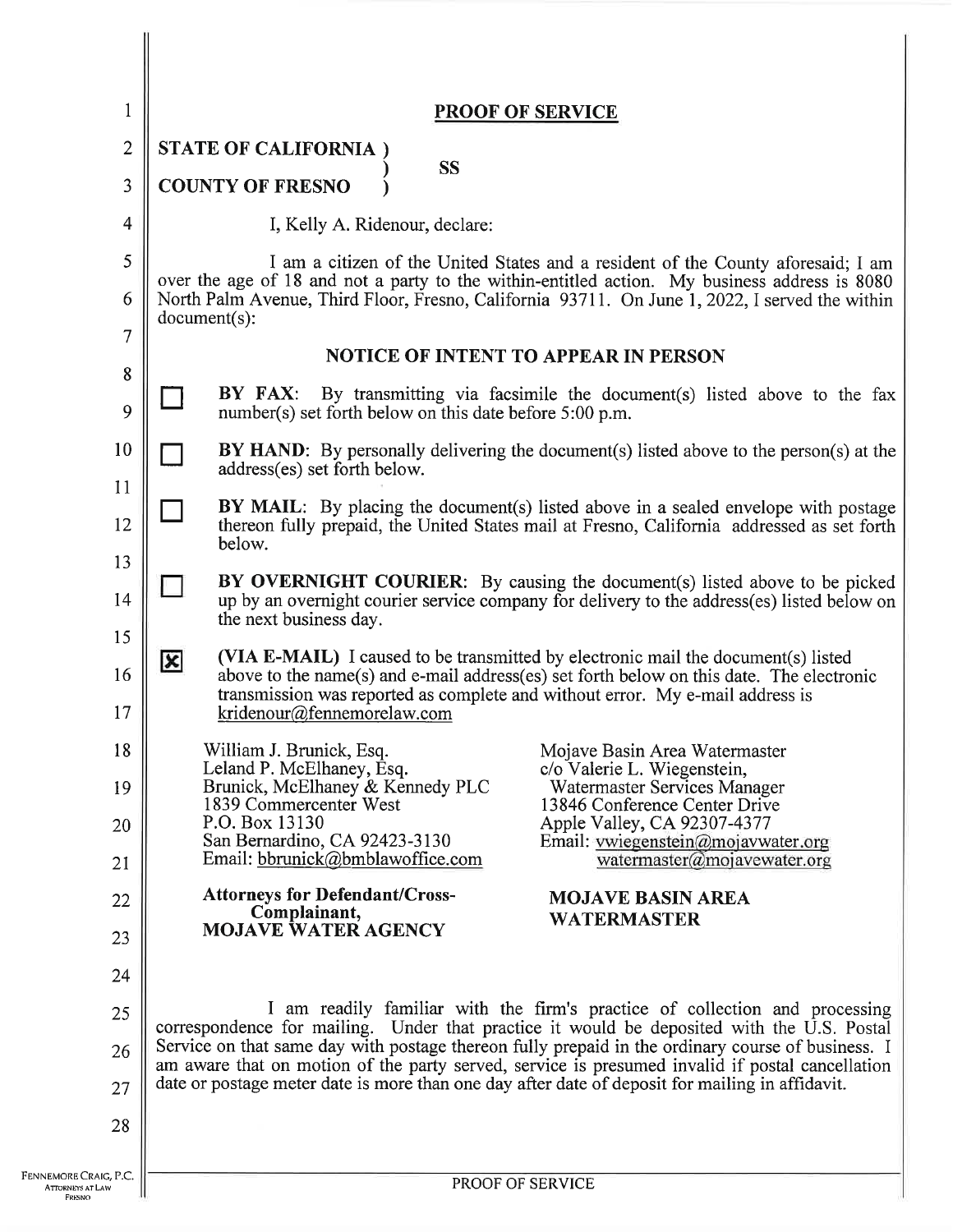# PROOF OF SERVICE

**STATE OF CALIFORNIA )**
**) SS**
**COUNTY OF FRESNO )**

I, Kelly A. Ridenour, declare:

I am a citizen of the United States and a resident of the County aforesaid; I am over the age of 18 and not a party to the within-entitled action. My business address is 8080 North Palm Avenue, Third Floor, Fresno, California 93711. On June 1, 2022, I served the within document(s):

## NOTICE OF INTENT TO APPEAR IN PERSON

☐ **BY FAX**: By transmitting via facsimile the document(s) listed above to the fax number(s) set forth below on this date before 5:00 p.m.

☐ **BY HAND**: By personally delivering the document(s) listed above to the person(s) at the address(es) set forth below.

☐ **BY MAIL**: By placing the document(s) listed above in a sealed envelope with postage thereon fully prepaid, the United States mail at Fresno, California addressed as set forth below.

☐ **BY OVERNIGHT COURIER**: By causing the document(s) listed above to be picked up by an overnight courier service company for delivery to the address(es) listed below on the next business day.

☒ **(VIA E-MAIL)** I caused to be transmitted by electronic mail the document(s) listed above to the name(s) and e-mail address(es) set forth below on this date. The electronic transmission was reported as complete and without error. My e-mail address is kridenour@fennemorelaw.com

William J. Brunick, Esq.
Leland P. McElhaney, Esq.
Brunick, McElhaney & Kennedy PLC
1839 Commercenter West
P.O. Box 13130
San Bernardino, CA 92423-3130
Email: bbrunick@bmblawoffice.com

**Attorneys for Defendant/Cross-Complainant, MOJAVE WATER AGENCY**

Mojave Basin Area Watermaster
c/o Valerie L. Wiegenstein,
Watermaster Services Manager
13846 Conference Center Drive
Apple Valley, CA 92307-4377
Email: vwiegenstein@mojavwater.org
watermaster@mojavewater.org

**MOJAVE BASIN AREA WATERMASTER**

I am readily familiar with the firm's practice of collection and processing correspondence for mailing. Under that practice it would be deposited with the U.S. Postal Service on that same day with postage thereon fully prepaid in the ordinary course of business. I am aware that on motion of the party served, service is presumed invalid if postal cancellation date or postage meter date is more than one day after date of deposit for mailing in affidavit.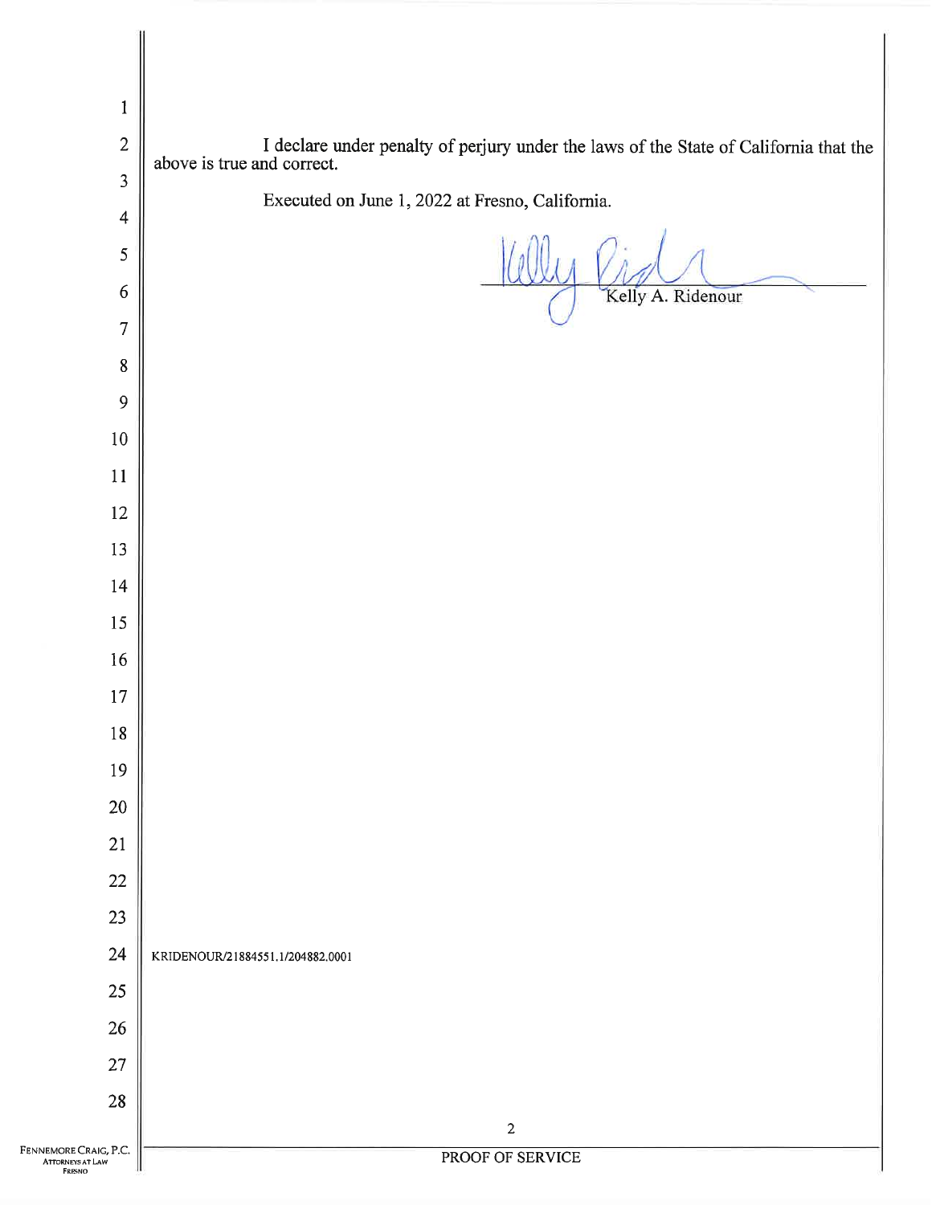I declare under penalty of perjury under the laws of the State of California that the above is true and correct.

Executed on June 1, 2022 at Fresno, California.

Kelly A. Ridenour

KRIDENOUR/21884551.1/204882.0001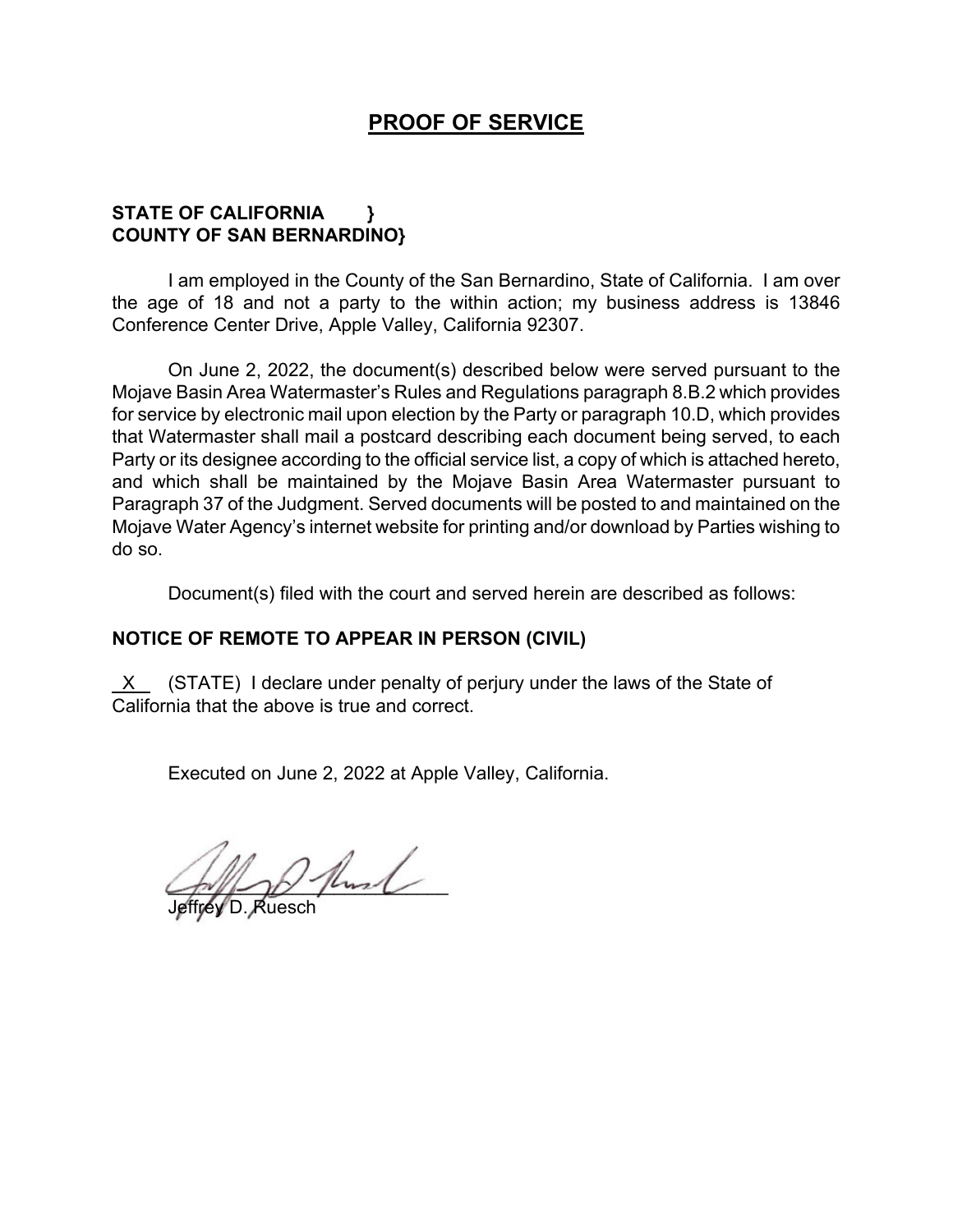## PROOF OF SERVICE

**STATE OF CALIFORNIA }**
**COUNTY OF SAN BERNARDINO}**

I am employed in the County of the San Bernardino, State of California. I am over the age of 18 and not a party to the within action; my business address is 13846 Conference Center Drive, Apple Valley, California 92307.

On June 2, 2022, the document(s) described below were served pursuant to the Mojave Basin Area Watermaster's Rules and Regulations paragraph 8.B.2 which provides for service by electronic mail upon election by the Party or paragraph 10.D, which provides that Watermaster shall mail a postcard describing each document being served, to each Party or its designee according to the official service list, a copy of which is attached hereto, and which shall be maintained by the Mojave Basin Area Watermaster pursuant to Paragraph 37 of the Judgment. Served documents will be posted to and maintained on the Mojave Water Agency's internet website for printing and/or download by Parties wishing to do so.

Document(s) filed with the court and served herein are described as follows:

**NOTICE OF REMOTE TO APPEAR IN PERSON (CIVIL)**

X (STATE) I declare under penalty of perjury under the laws of the State of California that the above is true and correct.

Executed on June 2, 2022 at Apple Valley, California.

Jeffrey D. Ruesch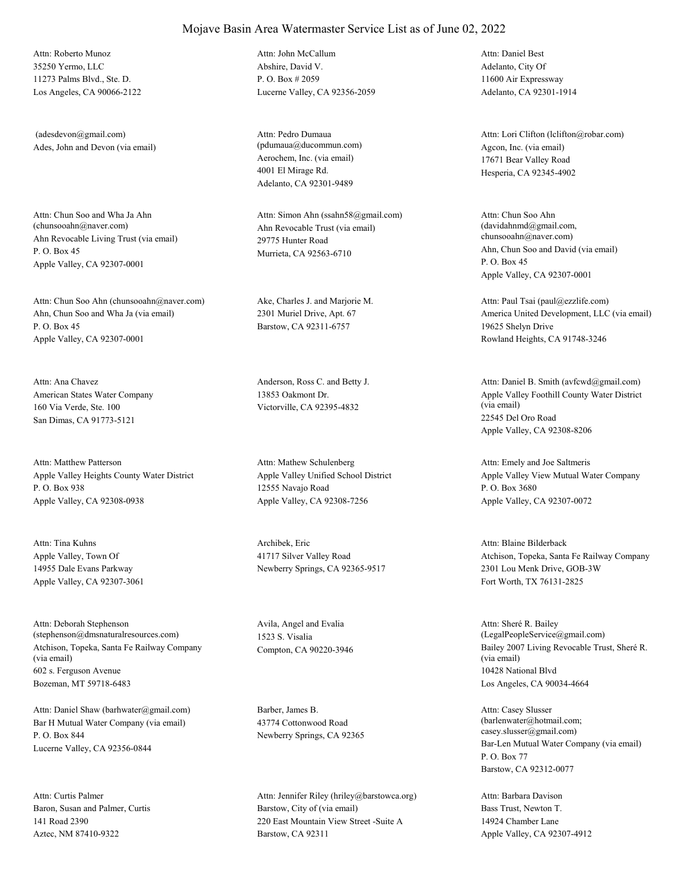# Mojave Basin Area Watermaster Service List as of June 02, 2022

Attn: Roberto Munoz
35250 Yermo, LLC
11273 Palms Blvd., Ste. D.
Los Angeles, CA 90066-2122

Attn: John McCallum
Abshire, David V.
P. O. Box # 2059
Lucerne Valley, CA 92356-2059

Attn: Daniel Best
Adelanto, City Of
11600 Air Expressway
Adelanto, CA 92301-1914

(adesdevon@gmail.com)
Ades, John and Devon (via email)

Attn: Pedro Dumaua
(pdumaua@ducommun.com)
Aerochem, Inc. (via email)
4001 El Mirage Rd.
Adelanto, CA 92301-9489

Attn: Lori Clifton (lclifton@robar.com)
Agcon, Inc. (via email)
17671 Bear Valley Road
Hesperia, CA 92345-4902

Attn: Chun Soo and Wha Ja Ahn
(chunsooahn@naver.com)
Ahn Revocable Living Trust (via email)
P. O. Box 45
Apple Valley, CA 92307-0001

Attn: Simon Ahn (ssahn58@gmail.com)
Ahn Revocable Trust (via email)
29775 Hunter Road
Murrieta, CA 92563-6710

Attn: Chun Soo Ahn
(davidahnmd@gmail.com,
chunsooahn@naver.com)
Ahn, Chun Soo and David (via email)
P. O. Box 45
Apple Valley, CA 92307-0001

Attn: Chun Soo Ahn (chunsooahn@naver.com)
Ahn, Chun Soo and Wha Ja (via email)
P. O. Box 45
Apple Valley, CA 92307-0001

Ake, Charles J. and Marjorie M.
2301 Muriel Drive, Apt. 67
Barstow, CA 92311-6757

Attn: Paul Tsai (paul@ezzlife.com)
America United Development, LLC (via email)
19625 Shelyn Drive
Rowland Heights, CA 91748-3246

Attn: Ana Chavez
American States Water Company
160 Via Verde, Ste. 100
San Dimas, CA 91773-5121

Anderson, Ross C. and Betty J.
13853 Oakmont Dr.
Victorville, CA 92395-4832

Attn: Daniel B. Smith (avfcwd@gmail.com)
Apple Valley Foothill County Water District
(via email)
22545 Del Oro Road
Apple Valley, CA 92308-8206

Attn: Matthew Patterson
Apple Valley Heights County Water District
P. O. Box 938
Apple Valley, CA 92308-0938

Attn: Mathew Schulenberg
Apple Valley Unified School District
12555 Navajo Road
Apple Valley, CA 92308-7256

Attn: Emely and Joe Saltmeris
Apple Valley View Mutual Water Company
P. O. Box 3680
Apple Valley, CA 92307-0072

Attn: Tina Kuhns
Apple Valley, Town Of
14955 Dale Evans Parkway
Apple Valley, CA 92307-3061

Archibek, Eric
41717 Silver Valley Road
Newberry Springs, CA 92365-9517

Attn: Blaine Bilderback
Atchison, Topeka, Santa Fe Railway Company
2301 Lou Menk Drive, GOB-3W
Fort Worth, TX 76131-2825

Attn: Deborah Stephenson
(stephenson@dmsnaturalresources.com)
Atchison, Topeka, Santa Fe Railway Company
(via email)
602 s. Ferguson Avenue
Bozeman, MT 59718-6483

Avila, Angel and Evalia
1523 S. Visalia
Compton, CA 90220-3946

Attn: Sheré R. Bailey
(LegalPeopleService@gmail.com)
Bailey 2007 Living Revocable Trust, Sheré R.
(via email)
10428 National Blvd
Los Angeles, CA 90034-4664

Attn: Daniel Shaw (barhwater@gmail.com)
Bar H Mutual Water Company (via email)
P. O. Box 844
Lucerne Valley, CA 92356-0844

Barber, James B.
43774 Cottonwood Road
Newberry Springs, CA 92365

Attn: Casey Slusser
(barlenwater@hotmail.com;
casey.slusser@gmail.com)
Bar-Len Mutual Water Company (via email)
P. O. Box 77
Barstow, CA 92312-0077

Attn: Curtis Palmer
Baron, Susan and Palmer, Curtis
141 Road 2390
Aztec, NM 87410-9322

Attn: Jennifer Riley (hriley@barstowca.org)
Barstow, City of (via email)
220 East Mountain View Street -Suite A
Barstow, CA 92311

Attn: Barbara Davison
Bass Trust, Newton T.
14924 Chamber Lane
Apple Valley, CA 92307-4912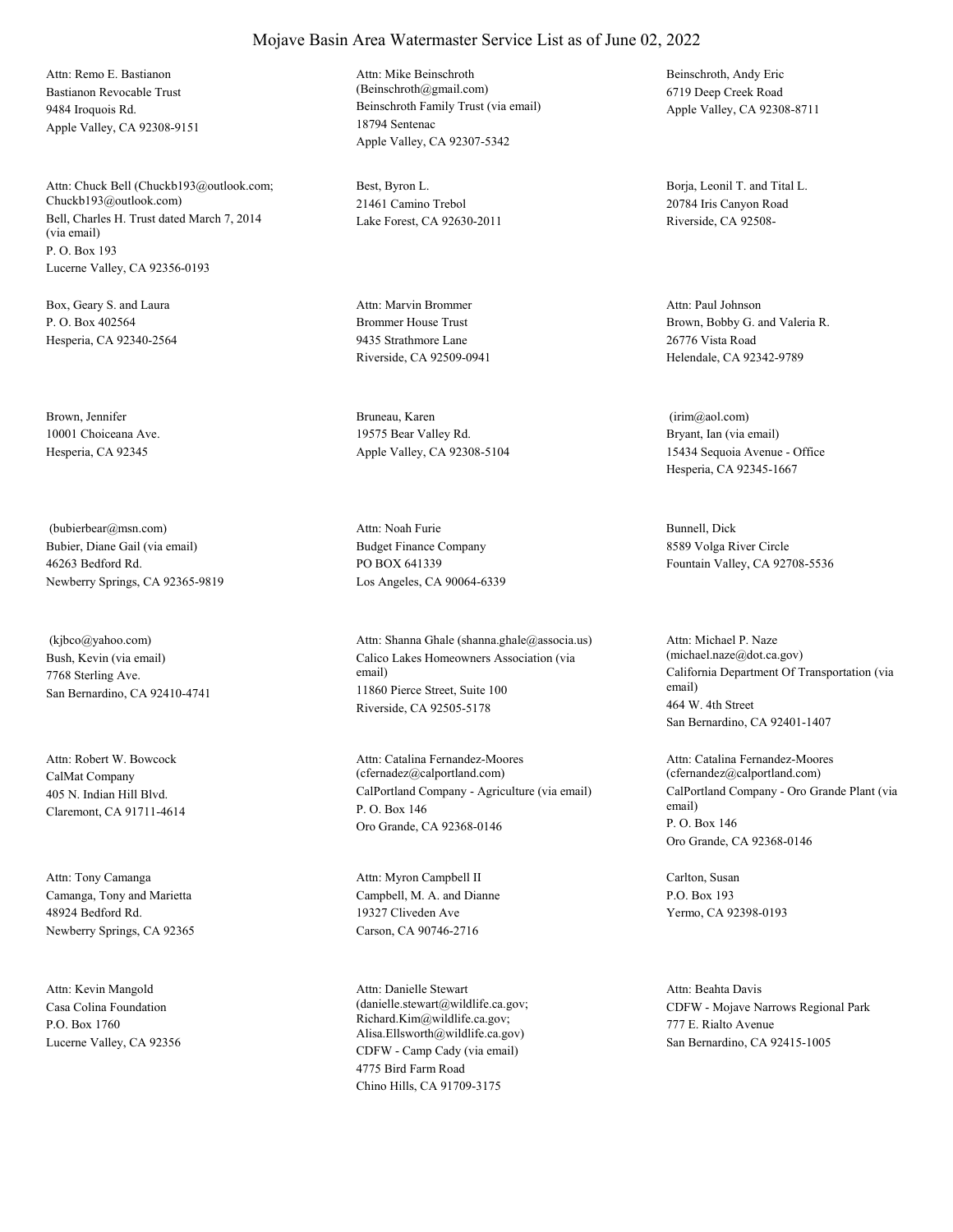# Mojave Basin Area Watermaster Service List as of June 02, 2022

Attn: Remo E. Bastianon
Bastianon Revocable Trust
9484 Iroquois Rd.
Apple Valley, CA 92308-9151

Attn: Mike Beinschroth
(Beinschroth@gmail.com)
Beinschroth Family Trust (via email)
18794 Sentenac
Apple Valley, CA 92307-5342

Beinschroth, Andy Eric
6719 Deep Creek Road
Apple Valley, CA 92308-8711

Attn: Chuck Bell (Chuckb193@outlook.com; Chuckb193@outlook.com)
Bell, Charles H. Trust dated March 7, 2014 (via email)
P. O. Box 193
Lucerne Valley, CA 92356-0193

Best, Byron L.
21461 Camino Trebol
Lake Forest, CA 92630-2011

Borja, Leonil T. and Tital L.
20784 Iris Canyon Road
Riverside, CA 92508-

Box, Geary S. and Laura
P. O. Box 402564
Hesperia, CA 92340-2564

Attn: Marvin Brommer
Brommer House Trust
9435 Strathmore Lane
Riverside, CA 92509-0941

Attn: Paul Johnson
Brown, Bobby G. and Valeria R.
26776 Vista Road
Helendale, CA 92342-9789

Brown, Jennifer
10001 Choiceana Ave.
Hesperia, CA 92345

Bruneau, Karen
19575 Bear Valley Rd.
Apple Valley, CA 92308-5104

(irim@aol.com)
Bryant, Ian (via email)
15434 Sequoia Avenue - Office
Hesperia, CA 92345-1667

(bubierbear@msn.com)
Bubier, Diane Gail (via email)
46263 Bedford Rd.
Newberry Springs, CA 92365-9819

Attn: Noah Furie
Budget Finance Company
PO BOX 641339
Los Angeles, CA 90064-6339

Bunnell, Dick
8589 Volga River Circle
Fountain Valley, CA 92708-5536

(kjbco@yahoo.com)
Bush, Kevin (via email)
7768 Sterling Ave.
San Bernardino, CA 92410-4741

Attn: Shanna Ghale (shanna.ghale@associa.us)
Calico Lakes Homeowners Association (via email)
11860 Pierce Street, Suite 100
Riverside, CA 92505-5178

Attn: Michael P. Naze
(michael.naze@dot.ca.gov)
California Department Of Transportation (via email)
464 W. 4th Street
San Bernardino, CA 92401-1407

Attn: Robert W. Bowcock
CalMat Company
405 N. Indian Hill Blvd.
Claremont, CA 91711-4614

Attn: Catalina Fernandez-Moores
(cfernadez@calportland.com)
CalPortland Company - Agriculture (via email)
P. O. Box 146
Oro Grande, CA 92368-0146

Attn: Catalina Fernandez-Moores
(cfernandez@calportland.com)
CalPortland Company - Oro Grande Plant (via email)
P. O. Box 146
Oro Grande, CA 92368-0146

Attn: Tony Camanga
Camanga, Tony and Marietta
48924 Bedford Rd.
Newberry Springs, CA 92365

Attn: Myron Campbell II
Campbell, M. A. and Dianne
19327 Cliveden Ave
Carson, CA 90746-2716

Carlton, Susan
P.O. Box 193
Yermo, CA 92398-0193

Attn: Kevin Mangold
Casa Colina Foundation
P.O. Box 1760
Lucerne Valley, CA 92356

Attn: Danielle Stewart
(danielle.stewart@wildlife.ca.gov; Richard.Kim@wildlife.ca.gov; Alisa.Ellsworth@wildlife.ca.gov)
CDFW - Camp Cady (via email)
4775 Bird Farm Road
Chino Hills, CA 91709-3175

Attn: Beahta Davis
CDFW - Mojave Narrows Regional Park
777 E. Rialto Avenue
San Bernardino, CA 92415-1005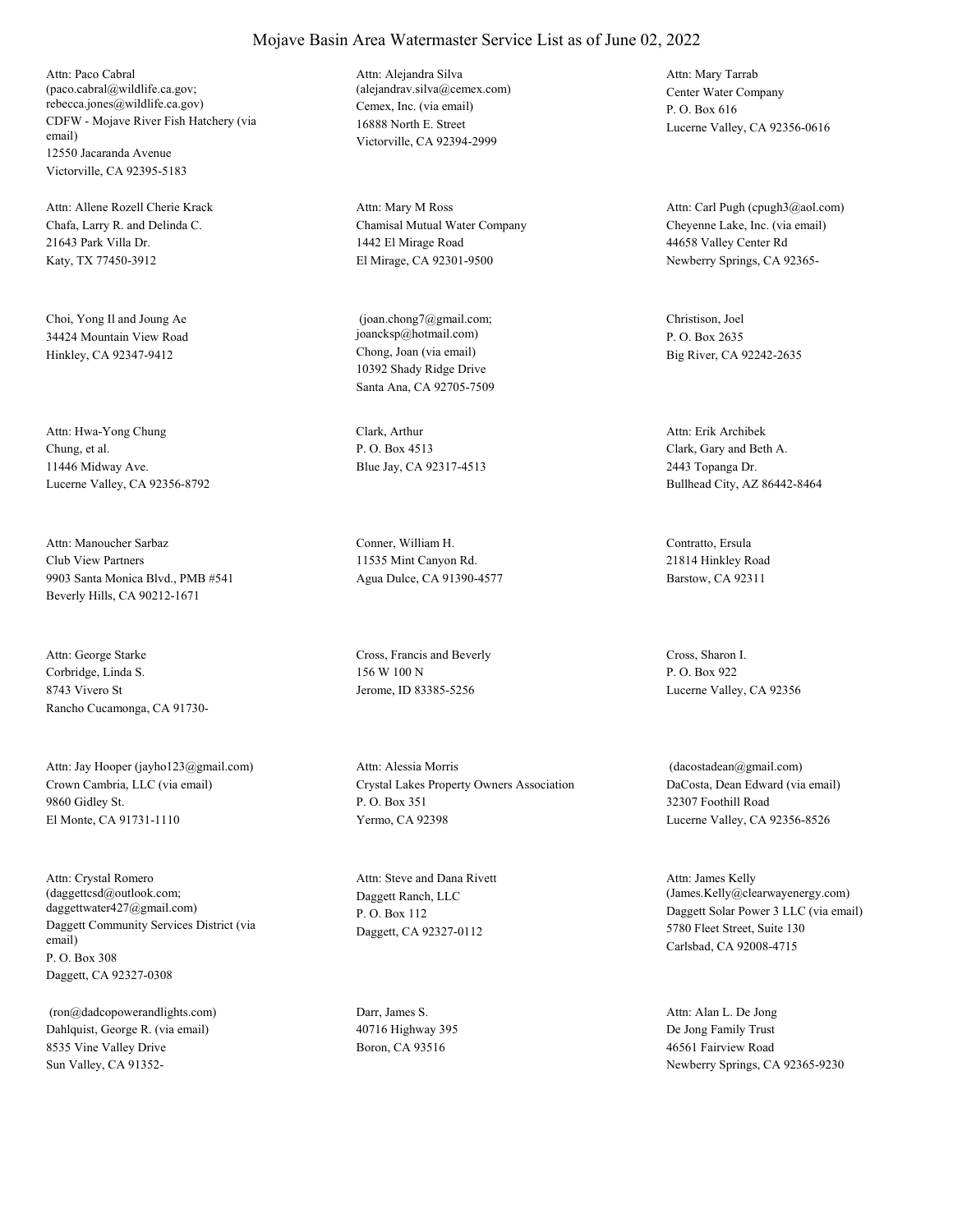# Mojave Basin Area Watermaster Service List as of June 02, 2022

Attn: Paco Cabral
(paco.cabral@wildlife.ca.gov; rebecca.jones@wildlife.ca.gov)
CDFW - Mojave River Fish Hatchery (via email)
12550 Jacaranda Avenue
Victorville, CA 92395-5183

Attn: Alejandra Silva
(alejandrav.silva@cemex.com)
Cemex, Inc. (via email)
16888 North E. Street
Victorville, CA 92394-2999

Attn: Mary Tarrab
Center Water Company
P. O. Box 616
Lucerne Valley, CA 92356-0616

Attn: Allene Rozell Cherie Krack
Chafa, Larry R. and Delinda C.
21643 Park Villa Dr.
Katy, TX 77450-3912

Attn: Mary M Ross
Chamisal Mutual Water Company
1442 El Mirage Road
El Mirage, CA 92301-9500

Attn: Carl Pugh (cpugh3@aol.com)
Cheyenne Lake, Inc. (via email)
44658 Valley Center Rd
Newberry Springs, CA 92365-

Choi, Yong Il and Joung Ae
34424 Mountain View Road
Hinkley, CA 92347-9412

(joan.chong7@gmail.com; joancksp@hotmail.com)
Chong, Joan (via email)
10392 Shady Ridge Drive
Santa Ana, CA 92705-7509

Christison, Joel
P. O. Box 2635
Big River, CA 92242-2635

Attn: Hwa-Yong Chung
Chung, et al.
11446 Midway Ave.
Lucerne Valley, CA 92356-8792

Clark, Arthur
P. O. Box 4513
Blue Jay, CA 92317-4513

Attn: Erik Archibek
Clark, Gary and Beth A.
2443 Topanga Dr.
Bullhead City, AZ 86442-8464

Attn: Manoucher Sarbaz
Club View Partners
9903 Santa Monica Blvd., PMB #541
Beverly Hills, CA 90212-1671

Conner, William H.
11535 Mint Canyon Rd.
Agua Dulce, CA 91390-4577

Contratto, Ersula
21814 Hinkley Road
Barstow, CA 92311

Attn: George Starke
Corbridge, Linda S.
8743 Vivero St
Rancho Cucamonga, CA 91730-

Cross, Francis and Beverly
156 W 100 N
Jerome, ID 83385-5256

Cross, Sharon I.
P. O. Box 922
Lucerne Valley, CA 92356

Attn: Jay Hooper (jayho123@gmail.com)
Crown Cambria, LLC (via email)
9860 Gidley St.
El Monte, CA 91731-1110

Attn: Alessia Morris
Crystal Lakes Property Owners Association
P. O. Box 351
Yermo, CA 92398

(dacostadean@gmail.com)
DaCosta, Dean Edward (via email)
32307 Foothill Road
Lucerne Valley, CA 92356-8526

Attn: Crystal Romero
(daggettcsd@outlook.com; daggettwater427@gmail.com)
Daggett Community Services District (via email)
P. O. Box 308
Daggett, CA 92327-0308

Attn: Steve and Dana Rivett
Daggett Ranch, LLC
P. O. Box 112
Daggett, CA 92327-0112

Attn: James Kelly
(James.Kelly@clearwayenergy.com)
Daggett Solar Power 3 LLC (via email)
5780 Fleet Street, Suite 130
Carlsbad, CA 92008-4715

(ron@dadcopowerandlights.com)
Dahlquist, George R. (via email)
8535 Vine Valley Drive
Sun Valley, CA 91352-

Darr, James S.
40716 Highway 395
Boron, CA 93516

Attn: Alan L. De Jong
De Jong Family Trust
46561 Fairview Road
Newberry Springs, CA 92365-9230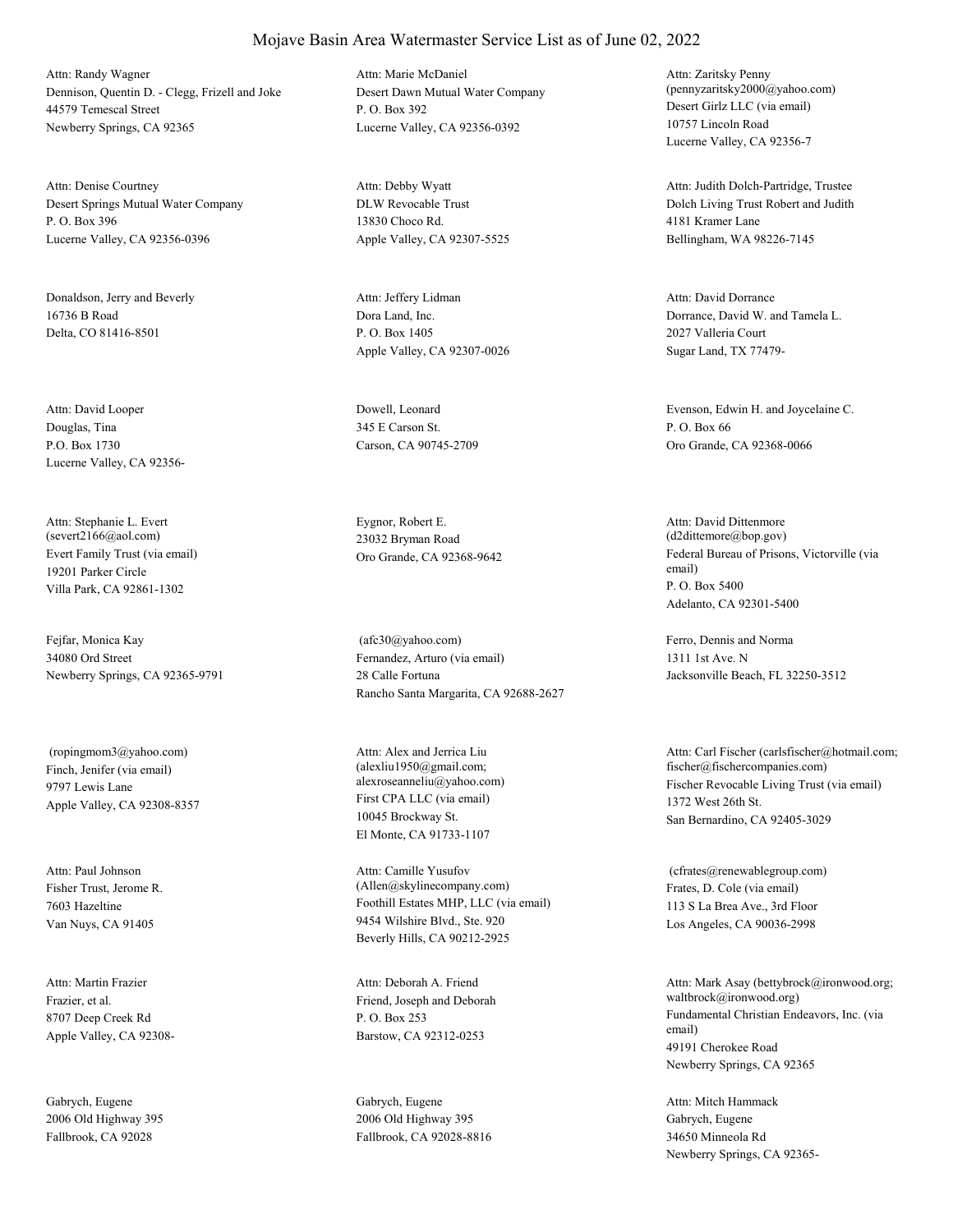# Mojave Basin Area Watermaster Service List as of June 02, 2022

Attn: Randy Wagner
Dennison, Quentin D. - Clegg, Frizell and Joke
44579 Temescal Street
Newberry Springs, CA 92365

Attn: Marie McDaniel
Desert Dawn Mutual Water Company
P. O. Box 392
Lucerne Valley, CA 92356-0392

Attn: Zaritsky Penny
(pennyzaritsky2000@yahoo.com)
Desert Girlz LLC (via email)
10757 Lincoln Road
Lucerne Valley, CA 92356-7

Attn: Denise Courtney
Desert Springs Mutual Water Company
P. O. Box 396
Lucerne Valley, CA 92356-0396

Attn: Debby Wyatt
DLW Revocable Trust
13830 Choco Rd.
Apple Valley, CA 92307-5525

Attn: Judith Dolch-Partridge, Trustee
Dolch Living Trust Robert and Judith
4181 Kramer Lane
Bellingham, WA 98226-7145

Donaldson, Jerry and Beverly
16736 B Road
Delta, CO 81416-8501

Attn: Jeffery Lidman
Dora Land, Inc.
P. O. Box 1405
Apple Valley, CA 92307-0026

Attn: David Dorrance
Dorrance, David W. and Tamela L.
2027 Valleria Court
Sugar Land, TX 77479-

Attn: David Looper
Douglas, Tina
P.O. Box 1730
Lucerne Valley, CA 92356-

Dowell, Leonard
345 E Carson St.
Carson, CA 90745-2709

Evenson, Edwin H. and Joycelaine C.
P. O. Box 66
Oro Grande, CA 92368-0066

Attn: Stephanie L. Evert
(severt2166@aol.com)
Evert Family Trust (via email)
19201 Parker Circle
Villa Park, CA 92861-1302

Eygnor, Robert E.
23032 Bryman Road
Oro Grande, CA 92368-9642

Attn: David Dittenmore
(d2dittemore@bop.gov)
Federal Bureau of Prisons, Victorville (via email)
P. O. Box 5400
Adelanto, CA 92301-5400

Fejfar, Monica Kay
34080 Ord Street
Newberry Springs, CA 92365-9791

(afc30@yahoo.com)
Fernandez, Arturo (via email)
28 Calle Fortuna
Rancho Santa Margarita, CA 92688-2627

Ferro, Dennis and Norma
1311 1st Ave. N
Jacksonville Beach, FL 32250-3512

(ropingmom3@yahoo.com)
Finch, Jenifer (via email)
9797 Lewis Lane
Apple Valley, CA 92308-8357

Attn: Alex and Jerrica Liu
(alexliu1950@gmail.com;
alexroseanneliu@yahoo.com)
First CPA LLC (via email)
10045 Brockway St.
El Monte, CA 91733-1107

Attn: Carl Fischer (carlsfischer@hotmail.com;
fischer@fischercompanies.com)
Fischer Revocable Living Trust (via email)
1372 West 26th St.
San Bernardino, CA 92405-3029

Attn: Paul Johnson
Fisher Trust, Jerome R.
7603 Hazeltine
Van Nuys, CA 91405

Attn: Camille Yusufov
(Allen@skylinecompany.com)
Foothill Estates MHP, LLC (via email)
9454 Wilshire Blvd., Ste. 920
Beverly Hills, CA 90212-2925

(cfrates@renewablegroup.com)
Frates, D. Cole (via email)
113 S La Brea Ave., 3rd Floor
Los Angeles, CA 90036-2998

Attn: Martin Frazier
Frazier, et al.
8707 Deep Creek Rd
Apple Valley, CA 92308-

Attn: Deborah A. Friend
Friend, Joseph and Deborah
P. O. Box 253
Barstow, CA 92312-0253

Attn: Mark Asay (bettybrock@ironwood.org;
waltbrock@ironwood.org)
Fundamental Christian Endeavors, Inc. (via email)
49191 Cherokee Road
Newberry Springs, CA 92365

Gabrych, Eugene
2006 Old Highway 395
Fallbrook, CA 92028

Gabrych, Eugene
2006 Old Highway 395
Fallbrook, CA 92028-8816

Attn: Mitch Hammack
Gabrych, Eugene
34650 Minneola Rd
Newberry Springs, CA 92365-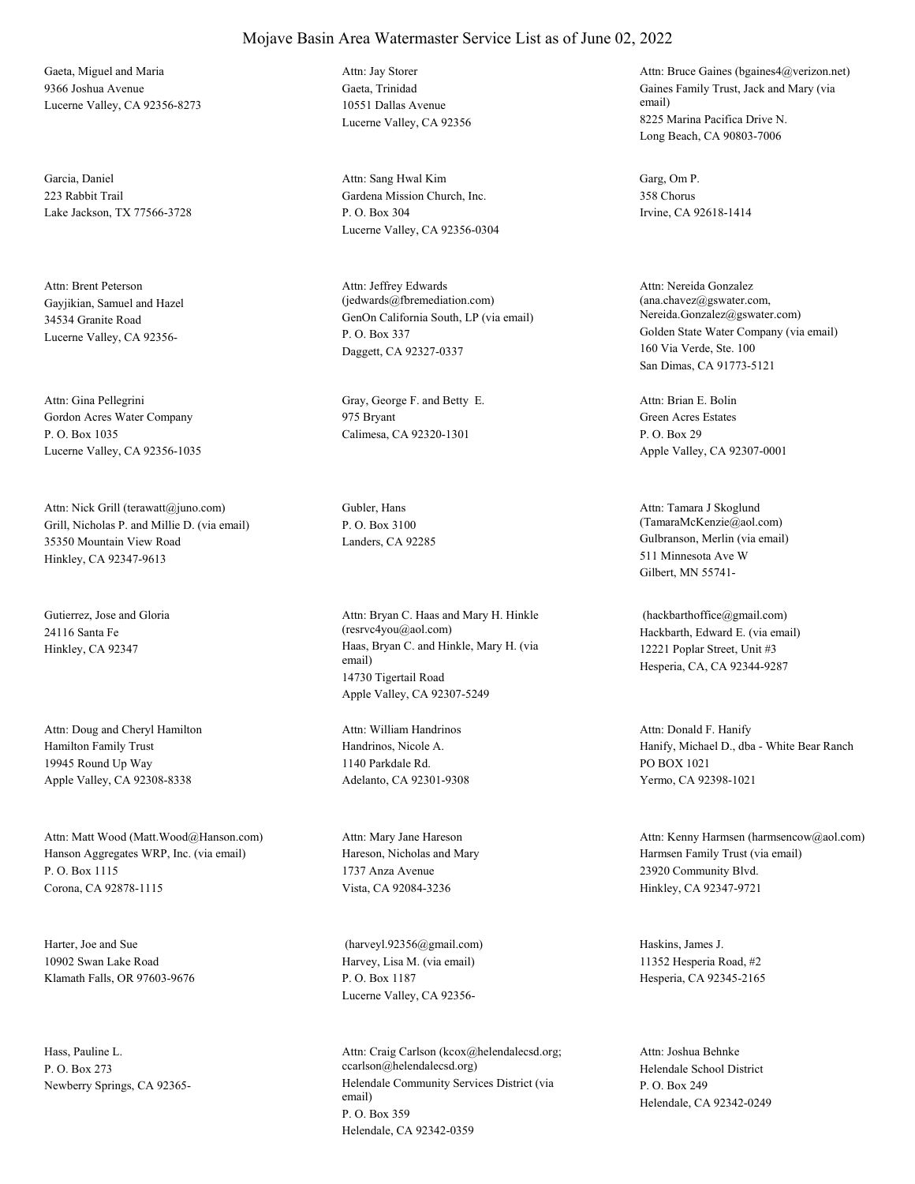# Mojave Basin Area Watermaster Service List as of June 02, 2022

Gaeta, Miguel and Maria
9366 Joshua Avenue
Lucerne Valley, CA 92356-8273

Attn: Jay Storer
Gaeta, Trinidad
10551 Dallas Avenue
Lucerne Valley, CA 92356

Attn: Bruce Gaines (bgaines4@verizon.net)
Gaines Family Trust, Jack and Mary (via email)
8225 Marina Pacifica Drive N.
Long Beach, CA 90803-7006

Garcia, Daniel
223 Rabbit Trail
Lake Jackson, TX 77566-3728

Attn: Sang Hwal Kim
Gardena Mission Church, Inc.
P. O. Box 304
Lucerne Valley, CA 92356-0304

Garg, Om P.
358 Chorus
Irvine, CA 92618-1414

Attn: Brent Peterson
Gayjikian, Samuel and Hazel
34534 Granite Road
Lucerne Valley, CA 92356-

Attn: Jeffrey Edwards (jedwards@fbremediation.com)
GenOn California South, LP (via email)
P. O. Box 337
Daggett, CA 92327-0337

Attn: Nereida Gonzalez (ana.chavez@gswater.com, Nereida.Gonzalez@gswater.com)
Golden State Water Company (via email)
160 Via Verde, Ste. 100
San Dimas, CA 91773-5121

Attn: Gina Pellegrini
Gordon Acres Water Company
P. O. Box 1035
Lucerne Valley, CA 92356-1035

Gray, George F. and Betty E.
975 Bryant
Calimesa, CA 92320-1301

Attn: Brian E. Bolin
Green Acres Estates
P. O. Box 29
Apple Valley, CA 92307-0001

Attn: Nick Grill (terawatt@juno.com)
Grill, Nicholas P. and Millie D. (via email)
35350 Mountain View Road
Hinkley, CA 92347-9613

Gubler, Hans
P. O. Box 3100
Landers, CA 92285

Attn: Tamara J Skoglund (TamaraMcKenzie@aol.com)
Gulbranson, Merlin (via email)
511 Minnesota Ave W
Gilbert, MN 55741-

Gutierrez, Jose and Gloria
24116 Santa Fe
Hinkley, CA 92347

Attn: Bryan C. Haas and Mary H. Hinkle (resrvc4you@aol.com)
Haas, Bryan C. and Hinkle, Mary H. (via email)
14730 Tigertail Road
Apple Valley, CA 92307-5249

(hackbarthoffice@gmail.com)
Hackbarth, Edward E. (via email)
12221 Poplar Street, Unit #3
Hesperia, CA, CA 92344-9287

Attn: Doug and Cheryl Hamilton
Hamilton Family Trust
19945 Round Up Way
Apple Valley, CA 92308-8338

Attn: William Handrinos
Handrinos, Nicole A.
1140 Parkdale Rd.
Adelanto, CA 92301-9308

Attn: Donald F. Hanify
Hanify, Michael D., dba - White Bear Ranch
PO BOX 1021
Yermo, CA 92398-1021

Attn: Matt Wood (Matt.Wood@Hanson.com)
Hanson Aggregates WRP, Inc. (via email)
P. O. Box 1115
Corona, CA 92878-1115

Attn: Mary Jane Hareson
Hareson, Nicholas and Mary
1737 Anza Avenue
Vista, CA 92084-3236

Attn: Kenny Harmsen (harmsencow@aol.com)
Harmsen Family Trust (via email)
23920 Community Blvd.
Hinkley, CA 92347-9721

Harter, Joe and Sue
10902 Swan Lake Road
Klamath Falls, OR 97603-9676

(harveyl.92356@gmail.com)
Harvey, Lisa M. (via email)
P. O. Box 1187
Lucerne Valley, CA 92356-

Haskins, James J.
11352 Hesperia Road, #2
Hesperia, CA 92345-2165

Hass, Pauline L.
P. O. Box 273
Newberry Springs, CA 92365-

Attn: Craig Carlson (kcox@helendalecsd.org; ccarlson@helendalecsd.org)
Helendale Community Services District (via email)
P. O. Box 359
Helendale, CA 92342-0359

Attn: Joshua Behnke
Helendale School District
P. O. Box 249
Helendale, CA 92342-0249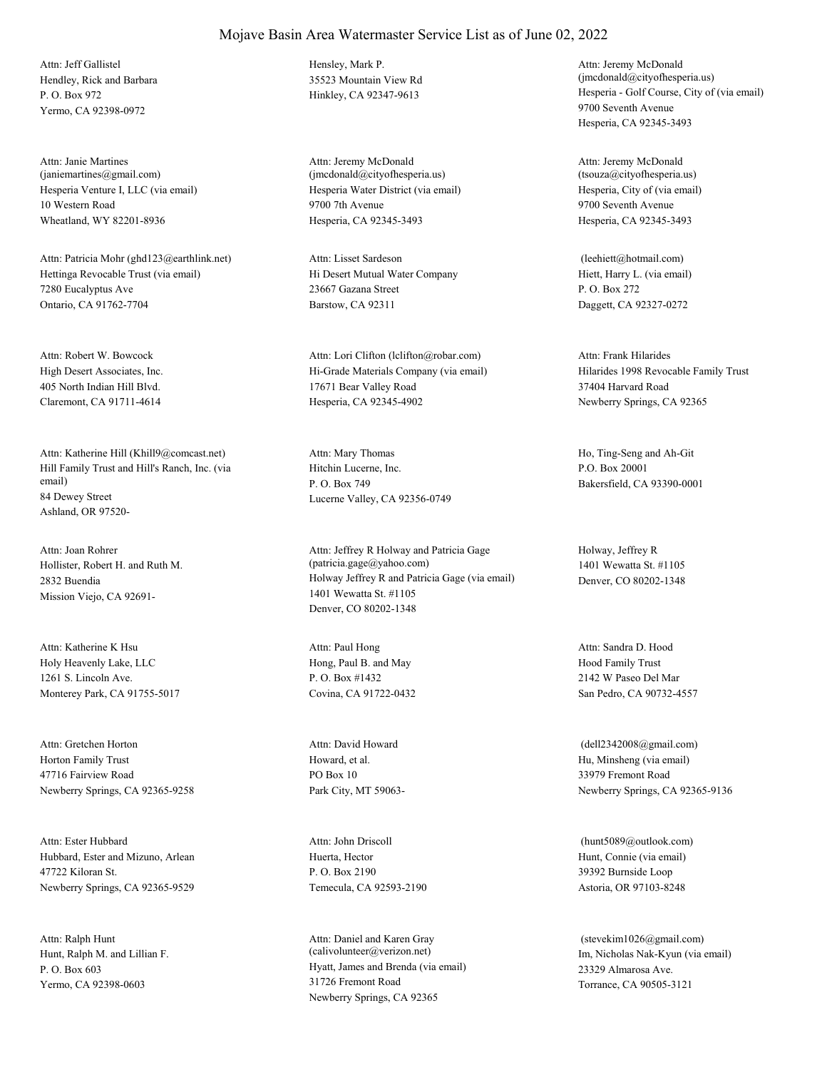# Mojave Basin Area Watermaster Service List as of June 02, 2022

Attn: Jeff Gallistel
Hendley, Rick and Barbara
P. O. Box 972
Yermo, CA 92398-0972

Hensley, Mark P.
35523 Mountain View Rd
Hinkley, CA 92347-9613

Attn: Jeremy McDonald
(jmcdonald@cityofhesperia.us)
Hesperia - Golf Course, City of (via email)
9700 Seventh Avenue
Hesperia, CA 92345-3493

Attn: Janie Martines
(janiemartines@gmail.com)
Hesperia Venture I, LLC (via email)
10 Western Road
Wheatland, WY 82201-8936

Attn: Jeremy McDonald
(jmcdonald@cityofhesperia.us)
Hesperia Water District (via email)
9700 7th Avenue
Hesperia, CA 92345-3493

Attn: Jeremy McDonald
(tsouza@cityofhesperia.us)
Hesperia, City of (via email)
9700 Seventh Avenue
Hesperia, CA 92345-3493

Attn: Patricia Mohr (ghd123@earthlink.net)
Hettinga Revocable Trust (via email)
7280 Eucalyptus Ave
Ontario, CA 91762-7704

Attn: Lisset Sardeson
Hi Desert Mutual Water Company
23667 Gazana Street
Barstow, CA 92311

(leehiett@hotmail.com)
Hiett, Harry L. (via email)
P. O. Box 272
Daggett, CA 92327-0272

Attn: Robert W. Bowcock
High Desert Associates, Inc.
405 North Indian Hill Blvd.
Claremont, CA 91711-4614

Attn: Lori Clifton (lclifton@robar.com)
Hi-Grade Materials Company (via email)
17671 Bear Valley Road
Hesperia, CA 92345-4902

Attn: Frank Hilarides
Hilarides 1998 Revocable Family Trust
37404 Harvard Road
Newberry Springs, CA 92365

Attn: Katherine Hill (Khill9@comcast.net)
Hill Family Trust and Hill's Ranch, Inc. (via email)
84 Dewey Street
Ashland, OR 97520-

Attn: Mary Thomas
Hitchin Lucerne, Inc.
P. O. Box 749
Lucerne Valley, CA 92356-0749

Ho, Ting-Seng and Ah-Git
P.O. Box 20001
Bakersfield, CA 93390-0001

Attn: Joan Rohrer
Hollister, Robert H. and Ruth M.
2832 Buendia
Mission Viejo, CA 92691-

Attn: Jeffrey R Holway and Patricia Gage
(patricia.gage@yahoo.com)
Holway Jeffrey R and Patricia Gage (via email)
1401 Wewatta St. #1105
Denver, CO 80202-1348

Holway, Jeffrey R
1401 Wewatta St. #1105
Denver, CO 80202-1348

Attn: Katherine K Hsu
Holy Heavenly Lake, LLC
1261 S. Lincoln Ave.
Monterey Park, CA 91755-5017

Attn: Paul Hong
Hong, Paul B. and May
P. O. Box #1432
Covina, CA 91722-0432

Attn: Sandra D. Hood
Hood Family Trust
2142 W Paseo Del Mar
San Pedro, CA 90732-4557

Attn: Gretchen Horton
Horton Family Trust
47716 Fairview Road
Newberry Springs, CA 92365-9258

Attn: David Howard
Howard, et al.
PO Box 10
Park City, MT 59063-

(dell2342008@gmail.com)
Hu, Minsheng (via email)
33979 Fremont Road
Newberry Springs, CA 92365-9136

Attn: Ester Hubbard
Hubbard, Ester and Mizuno, Arlean
47722 Kiloran St.
Newberry Springs, CA 92365-9529

Attn: John Driscoll
Huerta, Hector
P. O. Box 2190
Temecula, CA 92593-2190

(hunt5089@outlook.com)
Hunt, Connie (via email)
39392 Burnside Loop
Astoria, OR 97103-8248

Attn: Ralph Hunt
Hunt, Ralph M. and Lillian F.
P. O. Box 603
Yermo, CA 92398-0603

Attn: Daniel and Karen Gray
(calivolunteer@verizon.net)
Hyatt, James and Brenda (via email)
31726 Fremont Road
Newberry Springs, CA 92365

(stevekim1026@gmail.com)
Im, Nicholas Nak-Kyun (via email)
23329 Almarosa Ave.
Torrance, CA 90505-3121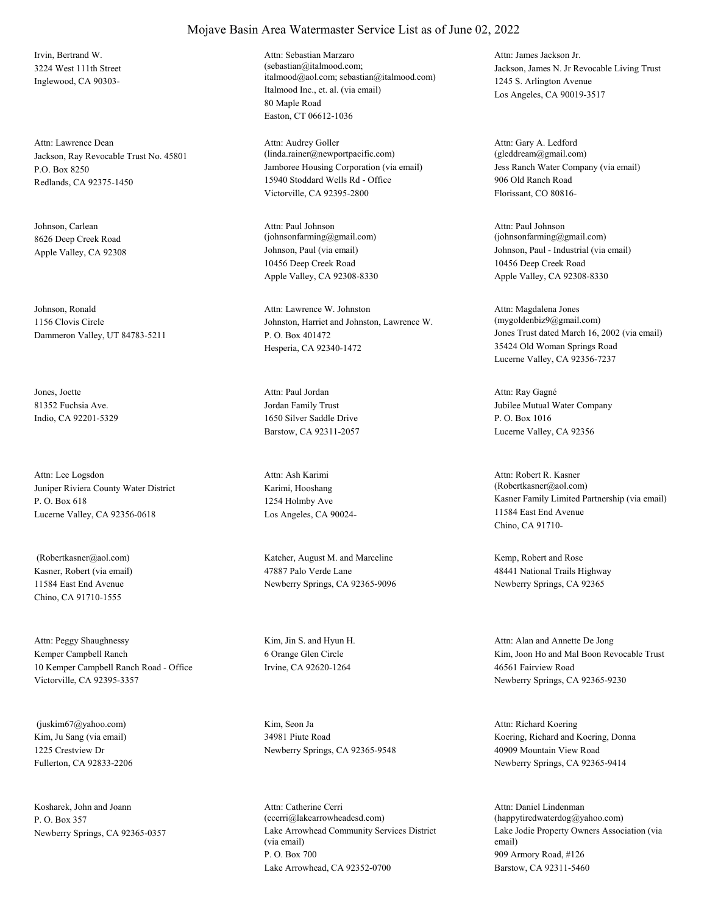# Mojave Basin Area Watermaster Service List as of June 02, 2022

Irvin, Bertrand W.
3224 West 111th Street
Inglewood, CA 90303-

Attn: Sebastian Marzaro
(sebastian@italmood.com; italmood@aol.com; sebastian@italmood.com)
Italmood Inc., et. al. (via email)
80 Maple Road
Easton, CT 06612-1036

Attn: James Jackson Jr.
Jackson, James N. Jr Revocable Living Trust
1245 S. Arlington Avenue
Los Angeles, CA 90019-3517

Attn: Lawrence Dean
Jackson, Ray Revocable Trust No. 45801
P.O. Box 8250
Redlands, CA 92375-1450

Attn: Audrey Goller
(linda.rainer@newportpacific.com)
Jamboree Housing Corporation (via email)
15940 Stoddard Wells Rd - Office
Victorville, CA 92395-2800

Attn: Gary A. Ledford
(gleddream@gmail.com)
Jess Ranch Water Company (via email)
906 Old Ranch Road
Florissant, CO 80816-

Johnson, Carlean
8626 Deep Creek Road
Apple Valley, CA 92308

Attn: Paul Johnson
(johnsonfarming@gmail.com)
Johnson, Paul (via email)
10456 Deep Creek Road
Apple Valley, CA 92308-8330

Attn: Paul Johnson
(johnsonfarming@gmail.com)
Johnson, Paul - Industrial (via email)
10456 Deep Creek Road
Apple Valley, CA 92308-8330

Johnson, Ronald
1156 Clovis Circle
Dammeron Valley, UT 84783-5211

Attn: Lawrence W. Johnston
Johnston, Harriet and Johnston, Lawrence W.
P. O. Box 401472
Hesperia, CA 92340-1472

Attn: Magdalena Jones
(mygoldenbiz9@gmail.com)
Jones Trust dated March 16, 2002 (via email)
35424 Old Woman Springs Road
Lucerne Valley, CA 92356-7237

Jones, Joette
81352 Fuchsia Ave.
Indio, CA 92201-5329

Attn: Paul Jordan
Jordan Family Trust
1650 Silver Saddle Drive
Barstow, CA 92311-2057

Attn: Ray Gagné
Jubilee Mutual Water Company
P. O. Box 1016
Lucerne Valley, CA 92356

Attn: Lee Logsdon
Juniper Riviera County Water District
P. O. Box 618
Lucerne Valley, CA 92356-0618

Attn: Ash Karimi
Karimi, Hooshang
1254 Holmby Ave
Los Angeles, CA 90024-

Attn: Robert R. Kasner
(Robertkasner@aol.com)
Kasner Family Limited Partnership (via email)
11584 East End Avenue
Chino, CA 91710-

(Robertkasner@aol.com)
Kasner, Robert (via email)
11584 East End Avenue
Chino, CA 91710-1555

Katcher, August M. and Marceline
47887 Palo Verde Lane
Newberry Springs, CA 92365-9096

Kemp, Robert and Rose
48441 National Trails Highway
Newberry Springs, CA 92365

Attn: Peggy Shaughnessy
Kemper Campbell Ranch
10 Kemper Campbell Ranch Road - Office
Victorville, CA 92395-3357

Kim, Jin S. and Hyun H.
6 Orange Glen Circle
Irvine, CA 92620-1264

Attn: Alan and Annette De Jong
Kim, Joon Ho and Mal Boon Revocable Trust
46561 Fairview Road
Newberry Springs, CA 92365-9230

(juskim67@yahoo.com)
Kim, Ju Sang (via email)
1225 Crestview Dr
Fullerton, CA 92833-2206

Kim, Seon Ja
34981 Piute Road
Newberry Springs, CA 92365-9548

Attn: Richard Koering
Koering, Richard and Koering, Donna
40909 Mountain View Road
Newberry Springs, CA 92365-9414

Kosharek, John and Joann
P. O. Box 357
Newberry Springs, CA 92365-0357

Attn: Catherine Cerri
(ccerri@lakearrowheadcsd.com)
Lake Arrowhead Community Services District (via email)
P. O. Box 700
Lake Arrowhead, CA 92352-0700

Attn: Daniel Lindenman
(happytiredwaterdog@yahoo.com)
Lake Jodie Property Owners Association (via email)
909 Armory Road, #126
Barstow, CA 92311-5460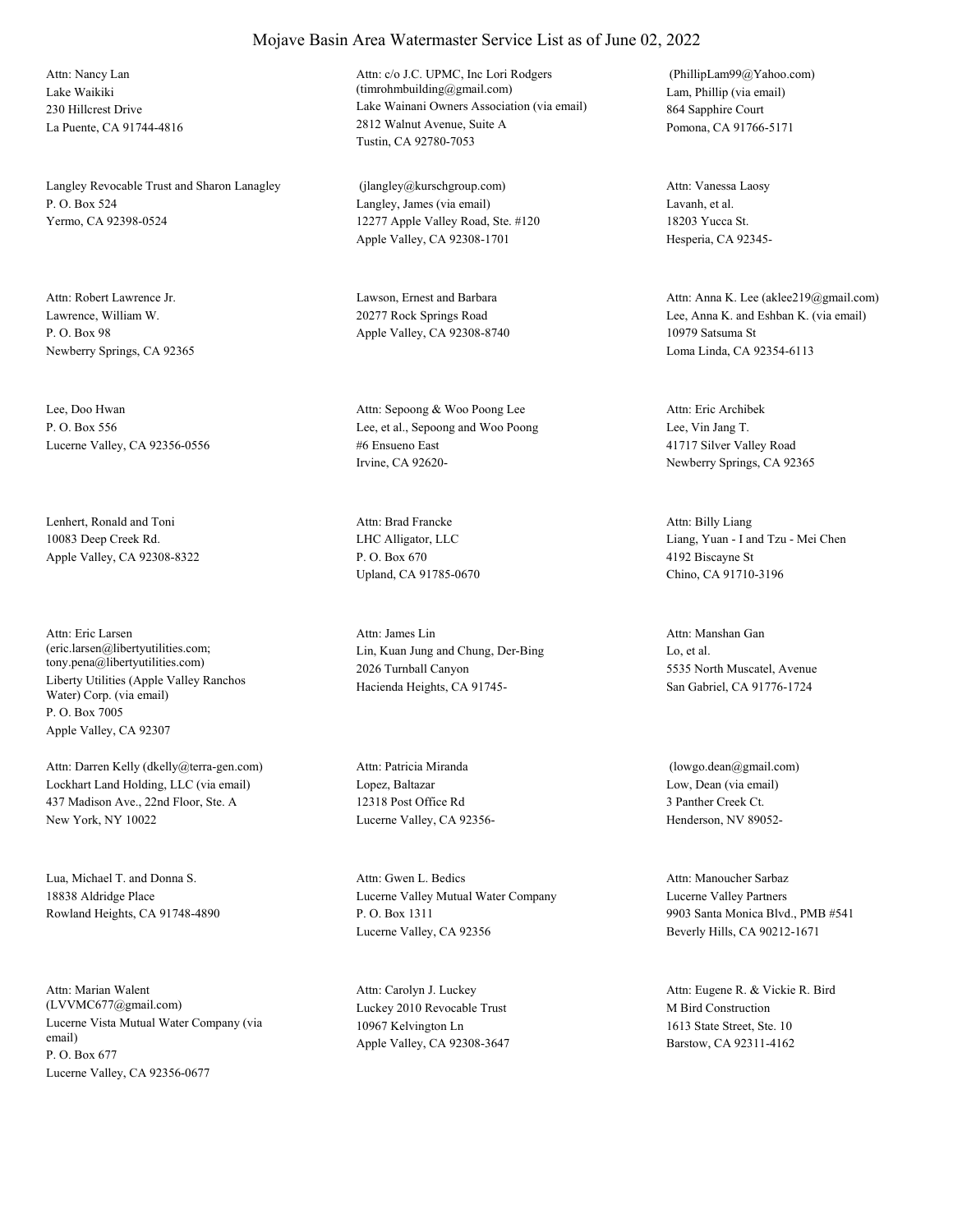# Mojave Basin Area Watermaster Service List as of June 02, 2022

Attn: Nancy Lan
Lake Waikiki
230 Hillcrest Drive
La Puente, CA 91744-4816

Attn: c/o J.C. UPMC, Inc Lori Rodgers
(timrohmbuilding@gmail.com)
Lake Wainani Owners Association (via email)
2812 Walnut Avenue, Suite A
Tustin, CA 92780-7053

(PhillipLam99@Yahoo.com)
Lam, Phillip (via email)
864 Sapphire Court
Pomona, CA 91766-5171

Langley Revocable Trust and Sharon Lanagley
P. O. Box 524
Yermo, CA 92398-0524

(jlangley@kurschgroup.com)
Langley, James (via email)
12277 Apple Valley Road, Ste. #120
Apple Valley, CA 92308-1701

Attn: Vanessa Laosy
Lavanh, et al.
18203 Yucca St.
Hesperia, CA 92345-

Attn: Robert Lawrence Jr.
Lawrence, William W.
P. O. Box 98
Newberry Springs, CA 92365

Lawson, Ernest and Barbara
20277 Rock Springs Road
Apple Valley, CA 92308-8740

Attn: Anna K. Lee (aklee219@gmail.com)
Lee, Anna K. and Eshban K. (via email)
10979 Satsuma St
Loma Linda, CA 92354-6113

Lee, Doo Hwan
P. O. Box 556
Lucerne Valley, CA 92356-0556

Attn: Sepoong & Woo Poong Lee
Lee, et al., Sepoong and Woo Poong
#6 Ensueno East
Irvine, CA 92620-

Attn: Eric Archibek
Lee, Vin Jang T.
41717 Silver Valley Road
Newberry Springs, CA 92365

Lenhert, Ronald and Toni
10083 Deep Creek Rd.
Apple Valley, CA 92308-8322

Attn: Brad Francke
LHC Alligator, LLC
P. O. Box 670
Upland, CA 91785-0670

Attn: Billy Liang
Liang, Yuan - I and Tzu - Mei Chen
4192 Biscayne St
Chino, CA 91710-3196

Attn: Eric Larsen
(eric.larsen@libertyutilities.com;
tony.pena@libertyutilities.com)
Liberty Utilities (Apple Valley Ranchos Water) Corp. (via email)
P. O. Box 7005
Apple Valley, CA 92307

Attn: James Lin
Lin, Kuan Jung and Chung, Der-Bing
2026 Turnball Canyon
Hacienda Heights, CA 91745-

Attn: Manshan Gan
Lo, et al.
5535 North Muscatel, Avenue
San Gabriel, CA 91776-1724

Attn: Darren Kelly (dkelly@terra-gen.com)
Lockhart Land Holding, LLC (via email)
437 Madison Ave., 22nd Floor, Ste. A
New York, NY 10022

Attn: Patricia Miranda
Lopez, Baltazar
12318 Post Office Rd
Lucerne Valley, CA 92356-

(lowgo.dean@gmail.com)
Low, Dean (via email)
3 Panther Creek Ct.
Henderson, NV 89052-

Lua, Michael T. and Donna S.
18838 Aldridge Place
Rowland Heights, CA 91748-4890

Attn: Gwen L. Bedics
Lucerne Valley Mutual Water Company
P. O. Box 1311
Lucerne Valley, CA 92356

Attn: Manoucher Sarbaz
Lucerne Valley Partners
9903 Santa Monica Blvd., PMB #541
Beverly Hills, CA 90212-1671

Attn: Marian Walent
(LVVMC677@gmail.com)
Lucerne Vista Mutual Water Company (via email)
P. O. Box 677
Lucerne Valley, CA 92356-0677

Attn: Carolyn J. Luckey
Luckey 2010 Revocable Trust
10967 Kelvington Ln
Apple Valley, CA 92308-3647

Attn: Eugene R. & Vickie R. Bird
M Bird Construction
1613 State Street, Ste. 10
Barstow, CA 92311-4162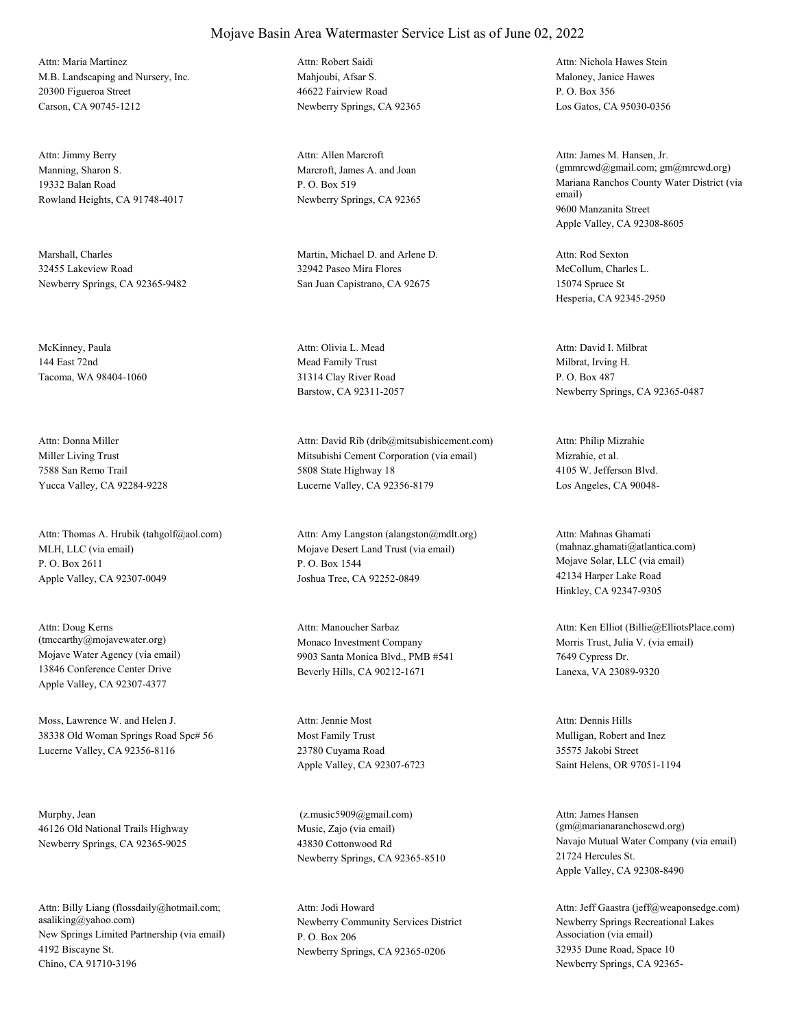# Mojave Basin Area Watermaster Service List as of June 02, 2022

Attn: Maria Martinez
M.B. Landscaping and Nursery, Inc.
20300 Figueroa Street
Carson, CA 90745-1212

Attn: Robert Saidi
Mahjoubi, Afsar S.
46622 Fairview Road
Newberry Springs, CA 92365

Attn: Nichola Hawes Stein
Maloney, Janice Hawes
P. O. Box 356
Los Gatos, CA 95030-0356

Attn: Jimmy Berry
Manning, Sharon S.
19332 Balan Road
Rowland Heights, CA 91748-4017

Attn: Allen Marcroft
Marcroft, James A. and Joan
P. O. Box 519
Newberry Springs, CA 92365

Attn: James M. Hansen, Jr.
(gmmrcwd@gmail.com; gm@mrcwd.org)
Mariana Ranchos County Water District (via email)
9600 Manzanita Street
Apple Valley, CA 92308-8605

Marshall, Charles
32455 Lakeview Road
Newberry Springs, CA 92365-9482

Martin, Michael D. and Arlene D.
32942 Paseo Mira Flores
San Juan Capistrano, CA 92675

Attn: Rod Sexton
McCollum, Charles L.
15074 Spruce St
Hesperia, CA 92345-2950

McKinney, Paula
144 East 72nd
Tacoma, WA 98404-1060

Attn: Olivia L. Mead
Mead Family Trust
31314 Clay River Road
Barstow, CA 92311-2057

Attn: David I. Milbrat
Milbrat, Irving H.
P. O. Box 487
Newberry Springs, CA 92365-0487

Attn: Donna Miller
Miller Living Trust
7588 San Remo Trail
Yucca Valley, CA 92284-9228

Attn: David Rib (drib@mitsubishicement.com)
Mitsubishi Cement Corporation (via email)
5808 State Highway 18
Lucerne Valley, CA 92356-8179

Attn: Philip Mizrahie
Mizrahie, et al.
4105 W. Jefferson Blvd.
Los Angeles, CA 90048-

Attn: Thomas A. Hrubik (tahgolf@aol.com)
MLH, LLC (via email)
P. O. Box 2611
Apple Valley, CA 92307-0049

Attn: Amy Langston (alangston@mdlt.org)
Mojave Desert Land Trust (via email)
P. O. Box 1544
Joshua Tree, CA 92252-0849

Attn: Mahnas Ghamati
(mahnaz.ghamati@atlantica.com)
Mojave Solar, LLC (via email)
42134 Harper Lake Road
Hinkley, CA 92347-9305

Attn: Doug Kerns
(tmccarthy@mojavewater.org)
Mojave Water Agency (via email)
13846 Conference Center Drive
Apple Valley, CA 92307-4377

Attn: Manoucher Sarbaz
Monaco Investment Company
9903 Santa Monica Blvd., PMB #541
Beverly Hills, CA 90212-1671

Attn: Ken Elliot (Billie@ElliotsPlace.com)
Morris Trust, Julia V. (via email)
7649 Cypress Dr.
Lanexa, VA 23089-9320

Moss, Lawrence W. and Helen J.
38338 Old Woman Springs Road Spc# 56
Lucerne Valley, CA 92356-8116

Attn: Jennie Most
Most Family Trust
23780 Cuyama Road
Apple Valley, CA 92307-6723

Attn: Dennis Hills
Mulligan, Robert and Inez
35575 Jakobi Street
Saint Helens, OR 97051-1194

Murphy, Jean
46126 Old National Trails Highway
Newberry Springs, CA 92365-9025

(z.music5909@gmail.com)
Music, Zajo (via email)
43830 Cottonwood Rd
Newberry Springs, CA 92365-8510

Attn: James Hansen
(gm@marianaranchoscwd.org)
Navajo Mutual Water Company (via email)
21724 Hercules St.
Apple Valley, CA 92308-8490

Attn: Billy Liang (flossdaily@hotmail.com; asaliking@yahoo.com)
New Springs Limited Partnership (via email)
4192 Biscayne St.
Chino, CA 91710-3196

Attn: Jodi Howard
Newberry Community Services District
P. O. Box 206
Newberry Springs, CA 92365-0206

Attn: Jeff Gaastra (jeff@weaponsedge.com)
Newberry Springs Recreational Lakes Association (via email)
32935 Dune Road, Space 10
Newberry Springs, CA 92365-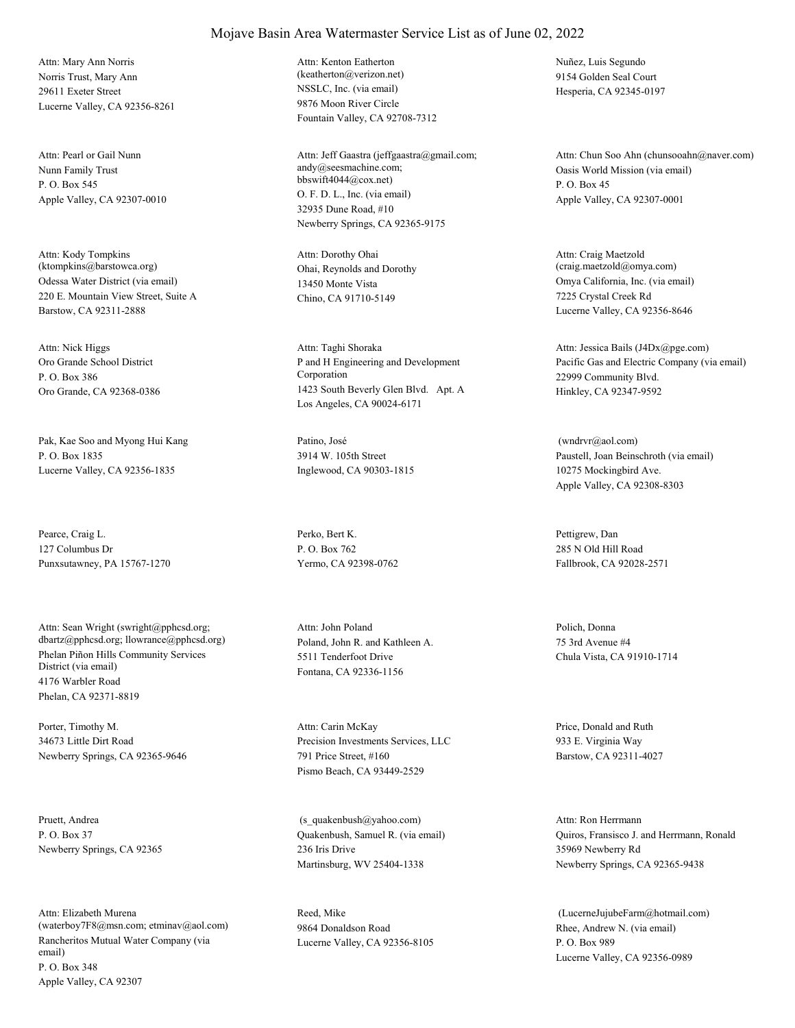# Mojave Basin Area Watermaster Service List as of June 02, 2022

Attn: Mary Ann Norris
Norris Trust, Mary Ann
29611 Exeter Street
Lucerne Valley, CA 92356-8261

Attn: Kenton Eatherton
(keatherton@verizon.net)
NSSLC, Inc. (via email)
9876 Moon River Circle
Fountain Valley, CA 92708-7312

Nuñez, Luis Segundo
9154 Golden Seal Court
Hesperia, CA 92345-0197

Attn: Pearl or Gail Nunn
Nunn Family Trust
P. O. Box 545
Apple Valley, CA 92307-0010

Attn: Jeff Gaastra (jeffgaastra@gmail.com; andy@seesmachine.com; bbswift4044@cox.net)
O. F. D. L., Inc. (via email)
32935 Dune Road, #10
Newberry Springs, CA 92365-9175

Attn: Chun Soo Ahn (chunsooahn@naver.com)
Oasis World Mission (via email)
P. O. Box 45
Apple Valley, CA 92307-0001

Attn: Kody Tompkins
(ktompkins@barstowca.org)
Odessa Water District (via email)
220 E. Mountain View Street, Suite A
Barstow, CA 92311-2888

Attn: Dorothy Ohai
Ohai, Reynolds and Dorothy
13450 Monte Vista
Chino, CA 91710-5149

Attn: Craig Maetzold
(craig.maetzold@omya.com)
Omya California, Inc. (via email)
7225 Crystal Creek Rd
Lucerne Valley, CA 92356-8646

Attn: Nick Higgs
Oro Grande School District
P. O. Box 386
Oro Grande, CA 92368-0386

Attn: Taghi Shoraka
P and H Engineering and Development Corporation
1423 South Beverly Glen Blvd. Apt. A
Los Angeles, CA 90024-6171

Attn: Jessica Bails (J4Dx@pge.com)
Pacific Gas and Electric Company (via email)
22999 Community Blvd.
Hinkley, CA 92347-9592

Pak, Kae Soo and Myong Hui Kang
P. O. Box 1835
Lucerne Valley, CA 92356-1835

Patino, José
3914 W. 105th Street
Inglewood, CA 90303-1815

(wndrvr@aol.com)
Paustell, Joan Beinschroth (via email)
10275 Mockingbird Ave.
Apple Valley, CA 92308-8303

Pearce, Craig L.
127 Columbus Dr
Punxsutawney, PA 15767-1270

Perko, Bert K.
P. O. Box 762
Yermo, CA 92398-0762

Pettigrew, Dan
285 N Old Hill Road
Fallbrook, CA 92028-2571

Attn: Sean Wright (swright@pphcsd.org; dbartz@pphcsd.org; llowrance@pphcsd.org)
Phelan Piñon Hills Community Services District (via email)
4176 Warbler Road
Phelan, CA 92371-8819

Attn: John Poland
Poland, John R. and Kathleen A.
5511 Tenderfoot Drive
Fontana, CA 92336-1156

Polich, Donna
75 3rd Avenue #4
Chula Vista, CA 91910-1714

Porter, Timothy M.
34673 Little Dirt Road
Newberry Springs, CA 92365-9646

Attn: Carin McKay
Precision Investments Services, LLC
791 Price Street, #160
Pismo Beach, CA 93449-2529

Price, Donald and Ruth
933 E. Virginia Way
Barstow, CA 92311-4027

Pruett, Andrea
P. O. Box 37
Newberry Springs, CA 92365

(s_quakenbush@yahoo.com)
Quakenbush, Samuel R. (via email)
236 Iris Drive
Martinsburg, WV 25404-1338

Attn: Ron Herrmann
Quiros, Fransisco J. and Herrmann, Ronald
35969 Newberry Rd
Newberry Springs, CA 92365-9438

Attn: Elizabeth Murena
(waterboy7F8@msn.com; etminav@aol.com)
Rancheritos Mutual Water Company (via email)
P. O. Box 348
Apple Valley, CA 92307

Reed, Mike
9864 Donaldson Road
Lucerne Valley, CA 92356-8105

(LucerneJujubeFarm@hotmail.com)
Rhee, Andrew N. (via email)
P. O. Box 989
Lucerne Valley, CA 92356-0989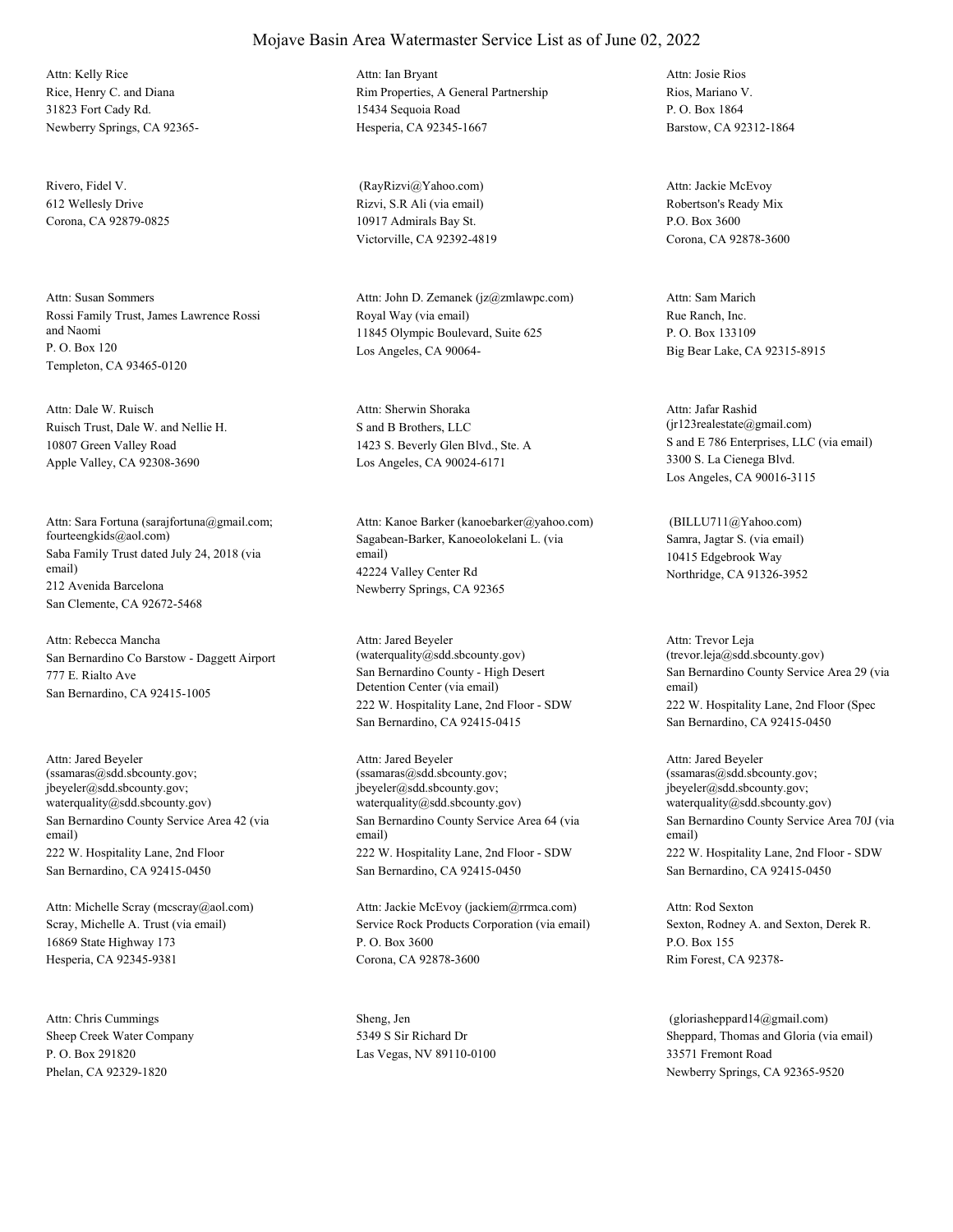# Mojave Basin Area Watermaster Service List as of June 02, 2022

Attn: Kelly Rice
Rice, Henry C. and Diana
31823 Fort Cady Rd.
Newberry Springs, CA 92365-

Attn: Ian Bryant
Rim Properties, A General Partnership
15434 Sequoia Road
Hesperia, CA 92345-1667

Attn: Josie Rios
Rios, Mariano V.
P. O. Box 1864
Barstow, CA 92312-1864

Rivero, Fidel V.
612 Wellesly Drive
Corona, CA 92879-0825

(RayRizvi@Yahoo.com)
Rizvi, S.R Ali (via email)
10917 Admirals Bay St.
Victorville, CA 92392-4819

Attn: Jackie McEvoy
Robertson's Ready Mix
P.O. Box 3600
Corona, CA 92878-3600

Attn: Susan Sommers
Rossi Family Trust, James Lawrence Rossi and Naomi
P. O. Box 120
Templeton, CA 93465-0120

Attn: John D. Zemanek (jz@zmlawpc.com)
Royal Way (via email)
11845 Olympic Boulevard, Suite 625
Los Angeles, CA 90064-

Attn: Sam Marich
Rue Ranch, Inc.
P. O. Box 133109
Big Bear Lake, CA 92315-8915

Attn: Dale W. Ruisch
Ruisch Trust, Dale W. and Nellie H.
10807 Green Valley Road
Apple Valley, CA 92308-3690

Attn: Sherwin Shoraka
S and B Brothers, LLC
1423 S. Beverly Glen Blvd., Ste. A
Los Angeles, CA 90024-6171

Attn: Jafar Rashid
(jr123realestate@gmail.com)
S and E 786 Enterprises, LLC (via email)
3300 S. La Cienega Blvd.
Los Angeles, CA 90016-3115

Attn: Sara Fortuna (sarajfortuna@gmail.com; fourteengkids@aol.com)
Saba Family Trust dated July 24, 2018 (via email)
212 Avenida Barcelona
San Clemente, CA 92672-5468

Attn: Kanoe Barker (kanoebarker@yahoo.com)
Sagabean-Barker, Kanoeolokelani L. (via email)
42224 Valley Center Rd
Newberry Springs, CA 92365

(BILLU711@Yahoo.com)
Samra, Jagtar S. (via email)
10415 Edgebrook Way
Northridge, CA 91326-3952

Attn: Rebecca Mancha
San Bernardino Co Barstow - Daggett Airport
777 E. Rialto Ave
San Bernardino, CA 92415-1005

Attn: Jared Beyeler
(waterquality@sdd.sbcounty.gov)
San Bernardino County - High Desert Detention Center (via email)
222 W. Hospitality Lane, 2nd Floor - SDW
San Bernardino, CA 92415-0415

Attn: Trevor Leja
(trevor.leja@sdd.sbcounty.gov)
San Bernardino County Service Area 29 (via email)
222 W. Hospitality Lane, 2nd Floor (Spec
San Bernardino, CA 92415-0450

Attn: Jared Beyeler
(ssamaras@sdd.sbcounty.gov; jbeyeler@sdd.sbcounty.gov; waterquality@sdd.sbcounty.gov)
San Bernardino County Service Area 42 (via email)
222 W. Hospitality Lane, 2nd Floor
San Bernardino, CA 92415-0450

Attn: Jared Beyeler
(ssamaras@sdd.sbcounty.gov; jbeyeler@sdd.sbcounty.gov; waterquality@sdd.sbcounty.gov)
San Bernardino County Service Area 64 (via email)
222 W. Hospitality Lane, 2nd Floor - SDW
San Bernardino, CA 92415-0450

Attn: Jared Beyeler
(ssamaras@sdd.sbcounty.gov; jbeyeler@sdd.sbcounty.gov; waterquality@sdd.sbcounty.gov)
San Bernardino County Service Area 70J (via email)
222 W. Hospitality Lane, 2nd Floor - SDW
San Bernardino, CA 92415-0450

Attn: Michelle Scray (mcscray@aol.com)
Scray, Michelle A. Trust (via email)
16869 State Highway 173
Hesperia, CA 92345-9381

Attn: Jackie McEvoy (jackiem@rrmca.com)
Service Rock Products Corporation (via email)
P. O. Box 3600
Corona, CA 92878-3600

Attn: Rod Sexton
Sexton, Rodney A. and Sexton, Derek R.
P.O. Box 155
Rim Forest, CA 92378-

Attn: Chris Cummings
Sheep Creek Water Company
P. O. Box 291820
Phelan, CA 92329-1820

Sheng, Jen
5349 S Sir Richard Dr
Las Vegas, NV 89110-0100

(gloriasheppard14@gmail.com)
Sheppard, Thomas and Gloria (via email)
33571 Fremont Road
Newberry Springs, CA 92365-9520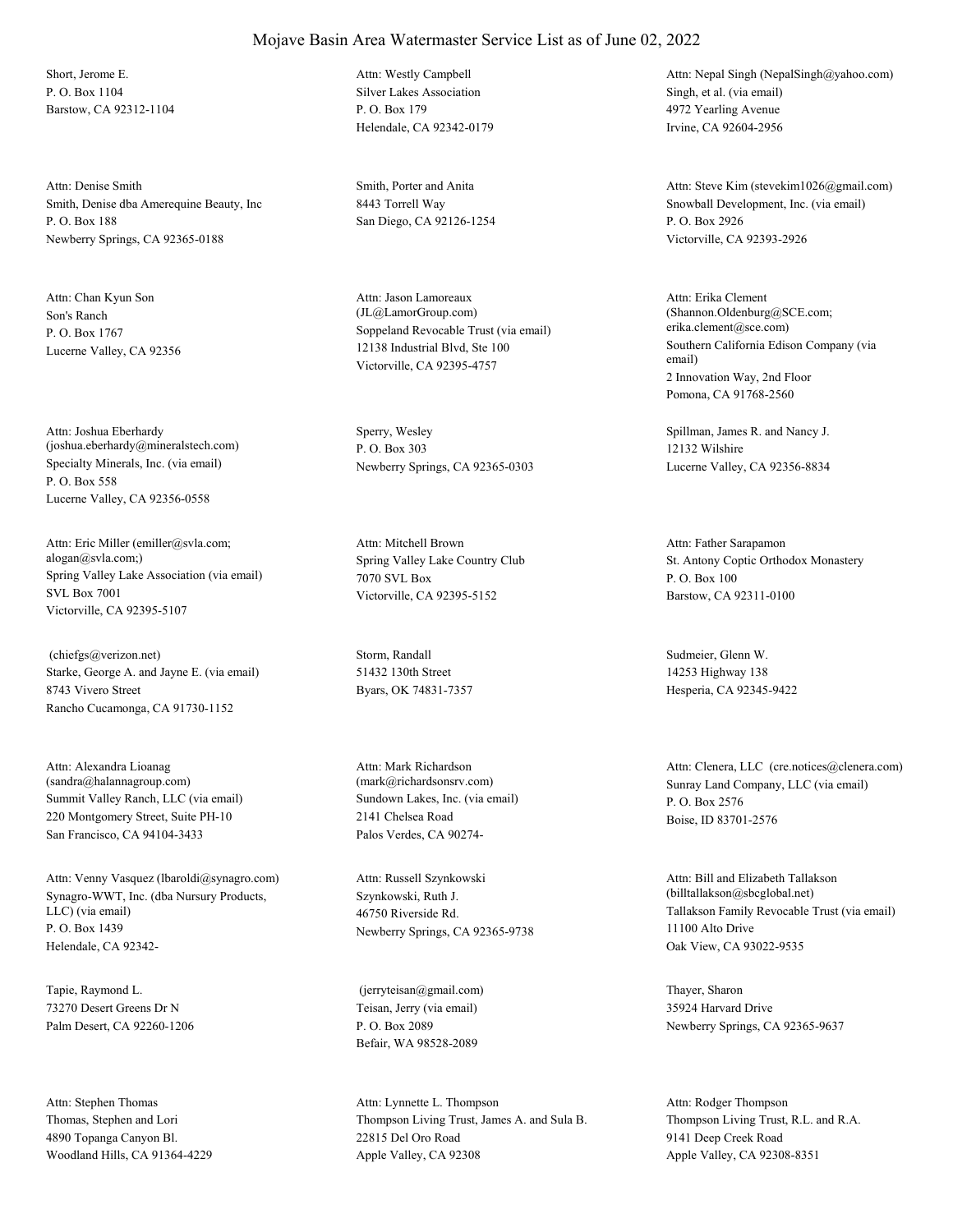Short, Jerome E.
P. O. Box 1104
Barstow, CA 92312-1104

Attn: Westly Campbell
Silver Lakes Association
P. O. Box 179
Helendale, CA 92342-0179

Attn: Nepal Singh (NepalSingh@yahoo.com)
Singh, et al. (via email)
4972 Yearling Avenue
Irvine, CA 92604-2956

Attn: Denise Smith
Smith, Denise dba Amerequine Beauty, Inc
P. O. Box 188
Newberry Springs, CA 92365-0188

Smith, Porter and Anita
8443 Torrell Way
San Diego, CA 92126-1254

Attn: Steve Kim (stevekim1026@gmail.com)
Snowball Development, Inc. (via email)
P. O. Box 2926
Victorville, CA 92393-2926

Attn: Chan Kyun Son
Son's Ranch
P. O. Box 1767
Lucerne Valley, CA 92356

Attn: Jason Lamoreaux
(JL@LamorGroup.com)
Soppeland Revocable Trust (via email)
12138 Industrial Blvd, Ste 100
Victorville, CA 92395-4757

Attn: Erika Clement
(Shannon.Oldenburg@SCE.com;
erika.clement@sce.com)
Southern California Edison Company (via email)
2 Innovation Way, 2nd Floor
Pomona, CA 91768-2560

Attn: Joshua Eberhardy
(joshua.eberhardy@mineralstech.com)
Specialty Minerals, Inc. (via email)
P. O. Box 558
Lucerne Valley, CA 92356-0558

Sperry, Wesley
P. O. Box 303
Newberry Springs, CA 92365-0303

Spillman, James R. and Nancy J.
12132 Wilshire
Lucerne Valley, CA 92356-8834

Attn: Eric Miller (emiller@svla.com;
alogan@svla.com;)
Spring Valley Lake Association (via email)
SVL Box 7001
Victorville, CA 92395-5107

Attn: Mitchell Brown
Spring Valley Lake Country Club
7070 SVL Box
Victorville, CA 92395-5152

Attn: Father Sarapamon
St. Antony Coptic Orthodox Monastery
P. O. Box 100
Barstow, CA 92311-0100

(chiefgs@verizon.net)
Starke, George A. and Jayne E. (via email)
8743 Vivero Street
Rancho Cucamonga, CA 91730-1152

Storm, Randall
51432 130th Street
Byars, OK 74831-7357

Sudmeier, Glenn W.
14253 Highway 138
Hesperia, CA 92345-9422

Attn: Alexandra Lioanag
(sandra@halannagroup.com)
Summit Valley Ranch, LLC (via email)
220 Montgomery Street, Suite PH-10
San Francisco, CA 94104-3433

Attn: Mark Richardson
(mark@richardsonsrv.com)
Sundown Lakes, Inc. (via email)
2141 Chelsea Road
Palos Verdes, CA 90274-

Attn: Clenera, LLC (cre.notices@clenera.com)
Sunray Land Company, LLC (via email)
P. O. Box 2576
Boise, ID 83701-2576

Attn: Venny Vasquez (lbaroldi@synagro.com)
Synagro-WWT, Inc. (dba Nursury Products, LLC) (via email)
P. O. Box 1439
Helendale, CA 92342-

Attn: Russell Szynkowski
Szynkowski, Ruth J.
46750 Riverside Rd.
Newberry Springs, CA 92365-9738

Attn: Bill and Elizabeth Tallakson
(billtallakson@sbcglobal.net)
Tallakson Family Revocable Trust (via email)
11100 Alto Drive
Oak View, CA 93022-9535

Tapie, Raymond L.
73270 Desert Greens Dr N
Palm Desert, CA 92260-1206

(jerryteisan@gmail.com)
Teisan, Jerry (via email)
P. O. Box 2089
Befair, WA 98528-2089

Thayer, Sharon
35924 Harvard Drive
Newberry Springs, CA 92365-9637

Attn: Stephen Thomas
Thomas, Stephen and Lori
4890 Topanga Canyon Bl.
Woodland Hills, CA 91364-4229

Attn: Lynnette L. Thompson
Thompson Living Trust, James A. and Sula B.
22815 Del Oro Road
Apple Valley, CA 92308

Attn: Rodger Thompson
Thompson Living Trust, R.L. and R.A.
9141 Deep Creek Road
Apple Valley, CA 92308-8351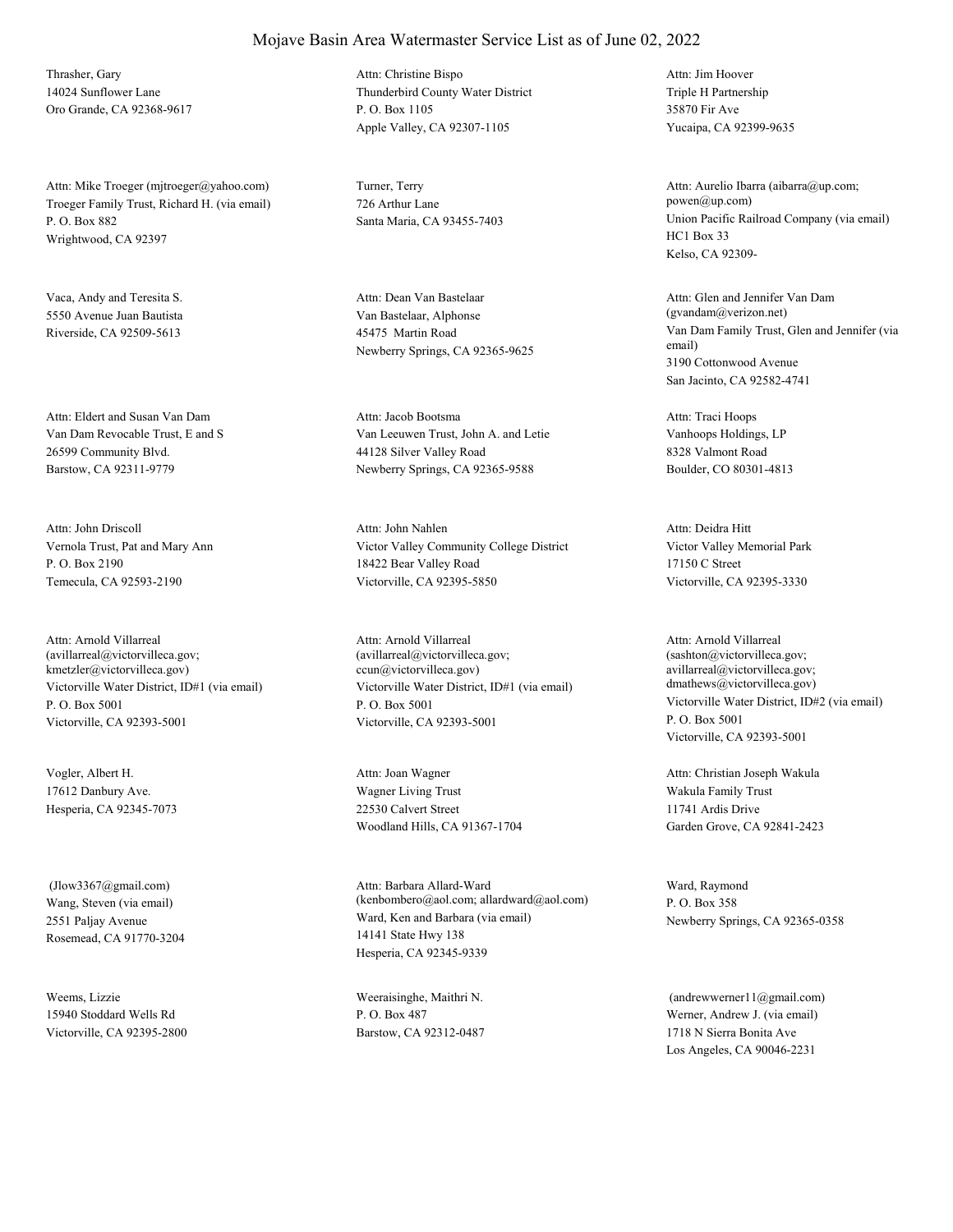# Mojave Basin Area Watermaster Service List as of June 02, 2022

Thrasher, Gary
14024 Sunflower Lane
Oro Grande, CA 92368-9617

Attn: Christine Bispo
Thunderbird County Water District
P. O. Box 1105
Apple Valley, CA 92307-1105

Attn: Jim Hoover
Triple H Partnership
35870 Fir Ave
Yucaipa, CA 92399-9635

Attn: Mike Troeger (mjtroeger@yahoo.com)
Troeger Family Trust, Richard H. (via email)
P. O. Box 882
Wrightwood, CA 92397

Turner, Terry
726 Arthur Lane
Santa Maria, CA 93455-7403

Attn: Aurelio Ibarra (aibarra@up.com; powen@up.com)
Union Pacific Railroad Company (via email)
HC1 Box 33
Kelso, CA 92309-

Vaca, Andy and Teresita S.
5550 Avenue Juan Bautista
Riverside, CA 92509-5613

Attn: Dean Van Bastelaar
Van Bastelaar, Alphonse
45475 Martin Road
Newberry Springs, CA 92365-9625

Attn: Glen and Jennifer Van Dam (gvandam@verizon.net)
Van Dam Family Trust, Glen and Jennifer (via email)
3190 Cottonwood Avenue
San Jacinto, CA 92582-4741

Attn: Eldert and Susan Van Dam
Van Dam Revocable Trust, E and S
26599 Community Blvd.
Barstow, CA 92311-9779

Attn: Jacob Bootsma
Van Leeuwen Trust, John A. and Letie
44128 Silver Valley Road
Newberry Springs, CA 92365-9588

Attn: Traci Hoops
Vanhoops Holdings, LP
8328 Valmont Road
Boulder, CO 80301-4813

Attn: John Driscoll
Vernola Trust, Pat and Mary Ann
P. O. Box 2190
Temecula, CA 92593-2190

Attn: John Nahlen
Victor Valley Community College District
18422 Bear Valley Road
Victorville, CA 92395-5850

Attn: Deidra Hitt
Victor Valley Memorial Park
17150 C Street
Victorville, CA 92395-3330

Attn: Arnold Villarreal (avillarreal@victorvilleca.gov; kmetzler@victorvilleca.gov)
Victorville Water District, ID#1 (via email)
P. O. Box 5001
Victorville, CA 92393-5001

Attn: Arnold Villarreal (avillarreal@victorvilleca.gov; ccun@victorvilleca.gov)
Victorville Water District, ID#1 (via email)
P. O. Box 5001
Victorville, CA 92393-5001

Attn: Arnold Villarreal (sashton@victorvilleca.gov; avillarreal@victorvilleca.gov; dmathews@victorvilleca.gov)
Victorville Water District, ID#2 (via email)
P. O. Box 5001
Victorville, CA 92393-5001

Vogler, Albert H.
17612 Danbury Ave.
Hesperia, CA 92345-7073

Attn: Joan Wagner
Wagner Living Trust
22530 Calvert Street
Woodland Hills, CA 91367-1704

Attn: Christian Joseph Wakula
Wakula Family Trust
11741 Ardis Drive
Garden Grove, CA 92841-2423

(Jlow3367@gmail.com)
Wang, Steven (via email)
2551 Paljay Avenue
Rosemead, CA 91770-3204

Attn: Barbara Allard-Ward (kenbombero@aol.com; allardward@aol.com)
Ward, Ken and Barbara (via email)
14141 State Hwy 138
Hesperia, CA 92345-9339

Ward, Raymond
P. O. Box 358
Newberry Springs, CA 92365-0358

Weems, Lizzie
15940 Stoddard Wells Rd
Victorville, CA 92395-2800

Weeraisinghe, Maithri N.
P. O. Box 487
Barstow, CA 92312-0487

(andrewwerner11@gmail.com)
Werner, Andrew J. (via email)
1718 N Sierra Bonita Ave
Los Angeles, CA 90046-2231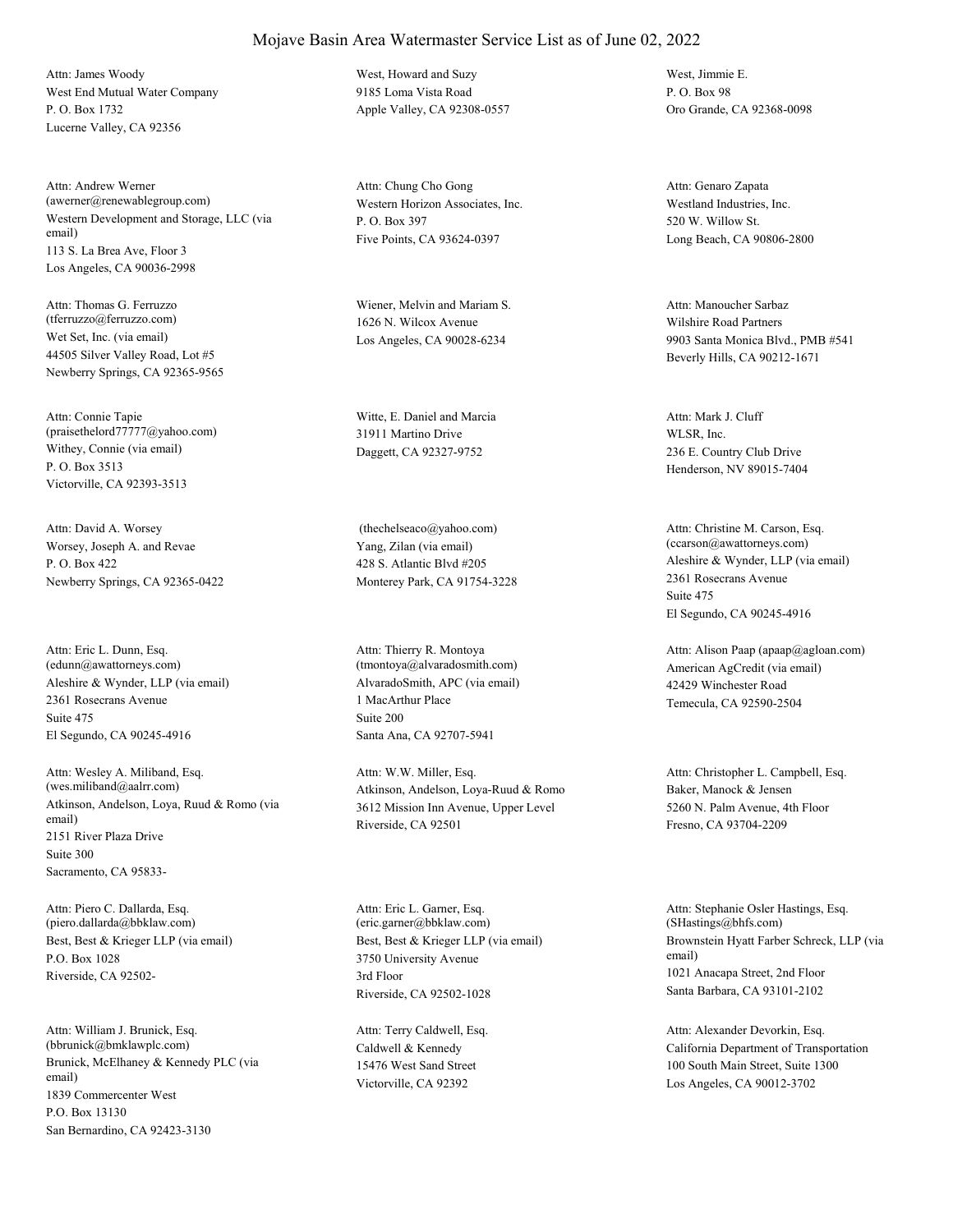# Mojave Basin Area Watermaster Service List as of June 02, 2022

Attn: James Woody
West End Mutual Water Company
P. O. Box 1732
Lucerne Valley, CA 92356

West, Howard and Suzy
9185 Loma Vista Road
Apple Valley, CA 92308-0557

West, Jimmie E.
P. O. Box 98
Oro Grande, CA 92368-0098

Attn: Andrew Werner
(awerner@renewablegroup.com)
Western Development and Storage, LLC (via email)
113 S. La Brea Ave, Floor 3
Los Angeles, CA 90036-2998

Attn: Chung Cho Gong
Western Horizon Associates, Inc.
P. O. Box 397
Five Points, CA 93624-0397

Attn: Genaro Zapata
Westland Industries, Inc.
520 W. Willow St.
Long Beach, CA 90806-2800

Attn: Thomas G. Ferruzzo
(tferruzzo@ferruzzo.com)
Wet Set, Inc. (via email)
44505 Silver Valley Road, Lot #5
Newberry Springs, CA 92365-9565

Wiener, Melvin and Mariam S.
1626 N. Wilcox Avenue
Los Angeles, CA 90028-6234

Attn: Manoucher Sarbaz
Wilshire Road Partners
9903 Santa Monica Blvd., PMB #541
Beverly Hills, CA 90212-1671

Attn: Connie Tapie
(praisethelord77777@yahoo.com)
Withey, Connie (via email)
P. O. Box 3513
Victorville, CA 92393-3513

Witte, E. Daniel and Marcia
31911 Martino Drive
Daggett, CA 92327-9752

Attn: Mark J. Cluff
WLSR, Inc.
236 E. Country Club Drive
Henderson, NV 89015-7404

Attn: David A. Worsey
Worsey, Joseph A. and Revae
P. O. Box 422
Newberry Springs, CA 92365-0422

(thechelseaco@yahoo.com)
Yang, Zilan (via email)
428 S. Atlantic Blvd #205
Monterey Park, CA 91754-3228

Attn: Christine M. Carson, Esq.
(ccarson@awattorneys.com)
Aleshire & Wynder, LLP (via email)
2361 Rosecrans Avenue
Suite 475
El Segundo, CA 90245-4916

Attn: Eric L. Dunn, Esq.
(edunn@awattorneys.com)
Aleshire & Wynder, LLP (via email)
2361 Rosecrans Avenue
Suite 475
El Segundo, CA 90245-4916

Attn: Thierry R. Montoya
(tmontoya@alvaradosmith.com)
AlvaradoSmith, APC (via email)
1 MacArthur Place
Suite 200
Santa Ana, CA 92707-5941

Attn: Alison Paap (apaap@agloan.com)
American AgCredit (via email)
42429 Winchester Road
Temecula, CA 92590-2504

Attn: Wesley A. Miliband, Esq.
(wes.miliband@aalrr.com)
Atkinson, Andelson, Loya, Ruud & Romo (via email)
2151 River Plaza Drive
Suite 300
Sacramento, CA 95833-

Attn: W.W. Miller, Esq.
Atkinson, Andelson, Loya-Ruud & Romo
3612 Mission Inn Avenue, Upper Level
Riverside, CA 92501

Attn: Christopher L. Campbell, Esq.
Baker, Manock & Jensen
5260 N. Palm Avenue, 4th Floor
Fresno, CA 93704-2209

Attn: Piero C. Dallarda, Esq.
(piero.dallarda@bbklaw.com)
Best, Best & Krieger LLP (via email)
P.O. Box 1028
Riverside, CA 92502-

Attn: Eric L. Garner, Esq.
(eric.garner@bbklaw.com)
Best, Best & Krieger LLP (via email)
3750 University Avenue
3rd Floor
Riverside, CA 92502-1028

Attn: Stephanie Osler Hastings, Esq.
(SHastings@bhfs.com)
Brownstein Hyatt Farber Schreck, LLP (via email)
1021 Anacapa Street, 2nd Floor
Santa Barbara, CA 93101-2102

Attn: William J. Brunick, Esq.
(bbrunick@bmklawplc.com)
Brunick, McElhaney & Kennedy PLC (via email)
1839 Commercenter West
P.O. Box 13130
San Bernardino, CA 92423-3130

Attn: Terry Caldwell, Esq.
Caldwell & Kennedy
15476 West Sand Street
Victorville, CA 92392

Attn: Alexander Devorkin, Esq.
California Department of Transportation
100 South Main Street, Suite 1300
Los Angeles, CA 90012-3702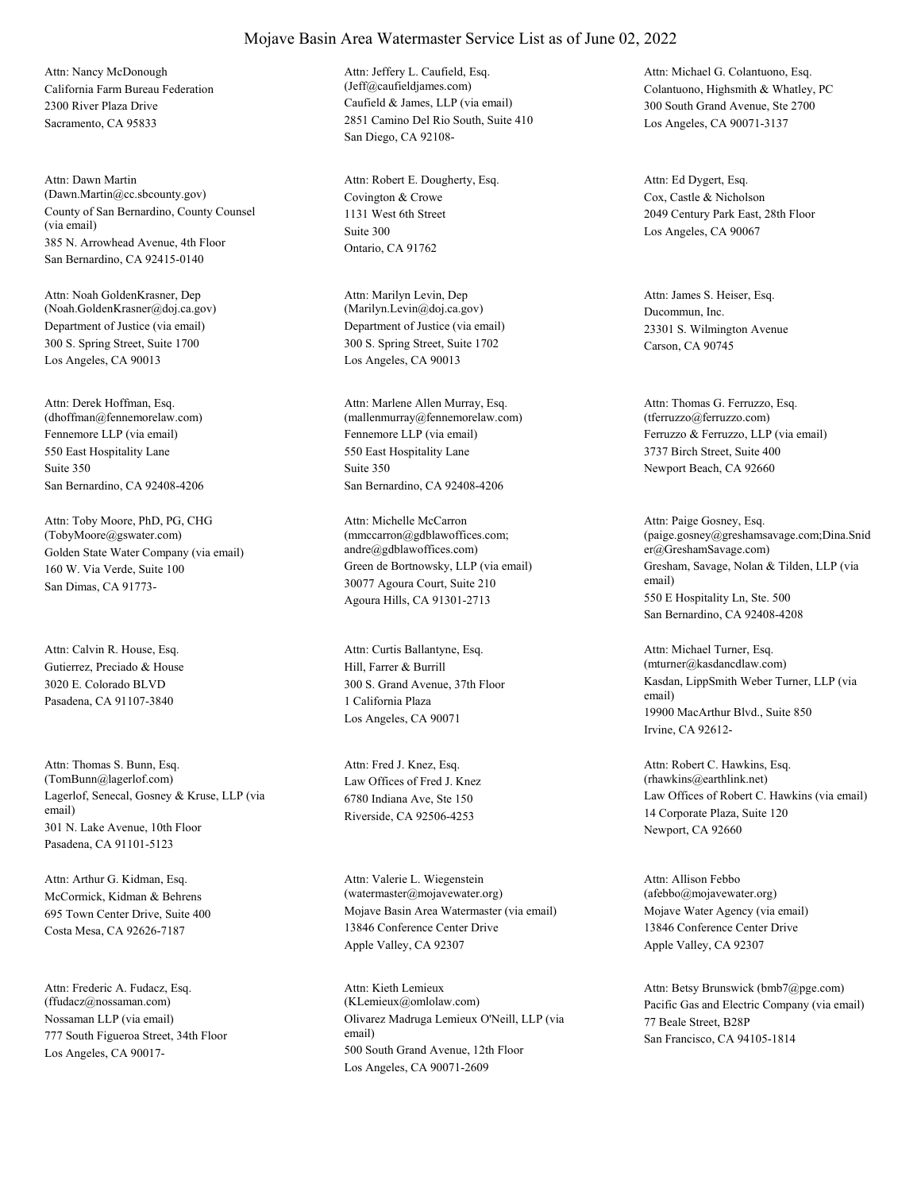# Mojave Basin Area Watermaster Service List as of June 02, 2022

Attn: Nancy McDonough
California Farm Bureau Federation
2300 River Plaza Drive
Sacramento, CA 95833

Attn: Jeffery L. Caufield, Esq.
(Jeff@caufieldjames.com)
Caufield & James, LLP (via email)
2851 Camino Del Rio South, Suite 410
San Diego, CA 92108-

Attn: Michael G. Colantuono, Esq.
Colantuono, Highsmith & Whatley, PC
300 South Grand Avenue, Ste 2700
Los Angeles, CA 90071-3137

Attn: Dawn Martin
(Dawn.Martin@cc.sbcounty.gov)
County of San Bernardino, County Counsel (via email)
385 N. Arrowhead Avenue, 4th Floor
San Bernardino, CA 92415-0140

Attn: Robert E. Dougherty, Esq.
Covington & Crowe
1131 West 6th Street
Suite 300
Ontario, CA 91762

Attn: Ed Dygert, Esq.
Cox, Castle & Nicholson
2049 Century Park East, 28th Floor
Los Angeles, CA 90067

Attn: Noah GoldenKrasner, Dep
(Noah.GoldenKrasner@doj.ca.gov)
Department of Justice (via email)
300 S. Spring Street, Suite 1700
Los Angeles, CA 90013

Attn: Marilyn Levin, Dep
(Marilyn.Levin@doj.ca.gov)
Department of Justice (via email)
300 S. Spring Street, Suite 1702
Los Angeles, CA 90013

Attn: James S. Heiser, Esq.
Ducommun, Inc.
23301 S. Wilmington Avenue
Carson, CA 90745

Attn: Derek Hoffman, Esq.
(dhoffman@fennemorelaw.com)
Fennemore LLP (via email)
550 East Hospitality Lane
Suite 350
San Bernardino, CA 92408-4206

Attn: Marlene Allen Murray, Esq.
(mallenmurray@fennemorelaw.com)
Fennemore LLP (via email)
550 East Hospitality Lane
Suite 350
San Bernardino, CA 92408-4206

Attn: Thomas G. Ferruzzo, Esq.
(tferruzzo@ferruzzo.com)
Ferruzzo & Ferruzzo, LLP (via email)
3737 Birch Street, Suite 400
Newport Beach, CA 92660

Attn: Toby Moore, PhD, PG, CHG
(TobyMoore@gswater.com)
Golden State Water Company (via email)
160 W. Via Verde, Suite 100
San Dimas, CA 91773-

Attn: Michelle McCarron
(mmccarron@gdblawoffices.com; andre@gdblawoffices.com)
Green de Bortnowsky, LLP (via email)
30077 Agoura Court, Suite 210
Agoura Hills, CA 91301-2713

Attn: Paige Gosney, Esq.
(paige.gosney@greshamsavage.com;Dina.Snider@GreshamSavage.com)
Gresham, Savage, Nolan & Tilden, LLP (via email)
550 E Hospitality Ln, Ste. 500
San Bernardino, CA 92408-4208

Attn: Calvin R. House, Esq.
Gutierrez, Preciado & House
3020 E. Colorado BLVD
Pasadena, CA 91107-3840

Attn: Curtis Ballantyne, Esq.
Hill, Farrer & Burrill
300 S. Grand Avenue, 37th Floor
1 California Plaza
Los Angeles, CA 90071

Attn: Michael Turner, Esq.
(mturner@kasdancdlaw.com)
Kasdan, LippSmith Weber Turner, LLP (via email)
19900 MacArthur Blvd., Suite 850
Irvine, CA 92612-

Attn: Thomas S. Bunn, Esq.
(TomBunn@lagerlof.com)
Lagerlof, Senecal, Gosney & Kruse, LLP (via email)
301 N. Lake Avenue, 10th Floor
Pasadena, CA 91101-5123

Attn: Fred J. Knez, Esq.
Law Offices of Fred J. Knez
6780 Indiana Ave, Ste 150
Riverside, CA 92506-4253

Attn: Robert C. Hawkins, Esq.
(rhawkins@earthlink.net)
Law Offices of Robert C. Hawkins (via email)
14 Corporate Plaza, Suite 120
Newport, CA 92660

Attn: Arthur G. Kidman, Esq.
McCormick, Kidman & Behrens
695 Town Center Drive, Suite 400
Costa Mesa, CA 92626-7187

Attn: Valerie L. Wiegenstein
(watermaster@mojavewater.org)
Mojave Basin Area Watermaster (via email)
13846 Conference Center Drive
Apple Valley, CA 92307

Attn: Allison Febbo
(afebbo@mojavewater.org)
Mojave Water Agency (via email)
13846 Conference Center Drive
Apple Valley, CA 92307

Attn: Frederic A. Fudacz, Esq.
(ffudacz@nossaman.com)
Nossaman LLP (via email)
777 South Figueroa Street, 34th Floor
Los Angeles, CA 90017-

Attn: Kieth Lemieux
(KLemieux@omlolaw.com)
Olivarez Madruga Lemieux O'Neill, LLP (via email)
500 South Grand Avenue, 12th Floor
Los Angeles, CA 90071-2609

Attn: Betsy Brunswick (bmb7@pge.com)
Pacific Gas and Electric Company (via email)
77 Beale Street, B28P
San Francisco, CA 94105-1814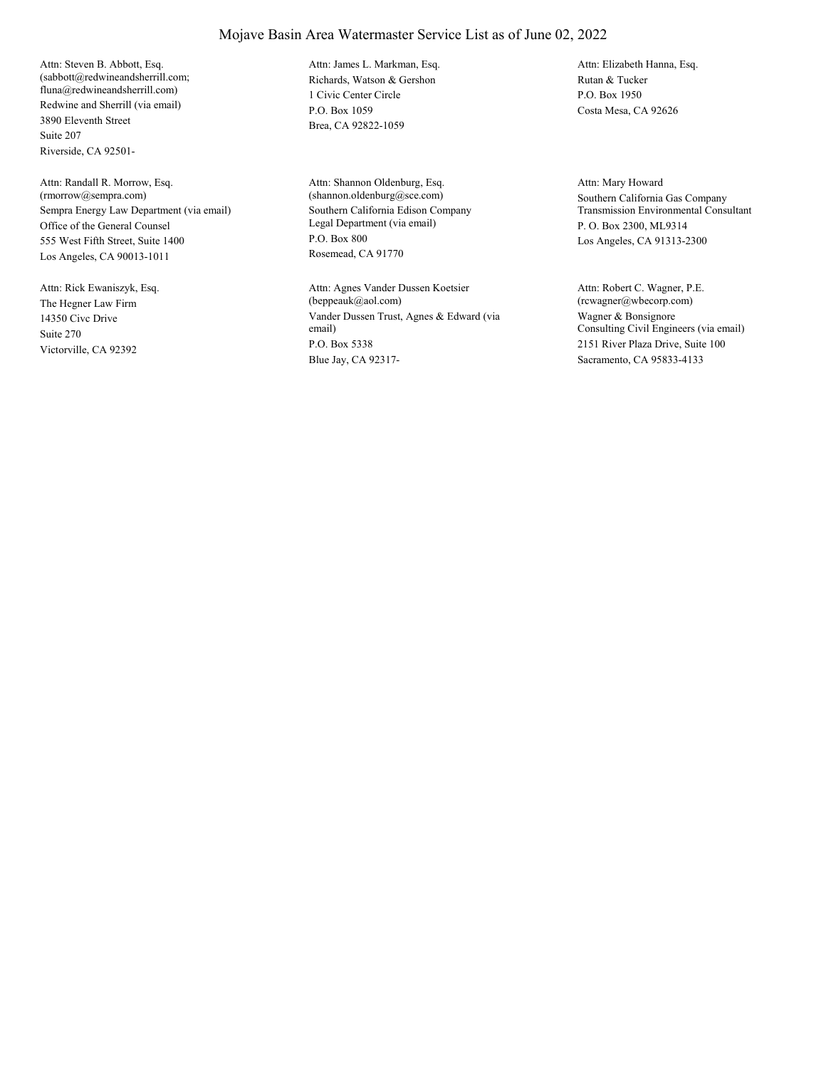# Mojave Basin Area Watermaster Service List as of June 02, 2022

Attn: Steven B. Abbott, Esq.
(sabbott@redwineandsherrill.com;
fluna@redwineandsherrill.com)
Redwine and Sherrill (via email)
3890 Eleventh Street
Suite 207
Riverside, CA 92501-

Attn: James L. Markman, Esq.
Richards, Watson & Gershon
1 Civic Center Circle
P.O. Box 1059
Brea, CA 92822-1059

Attn: Elizabeth Hanna, Esq.
Rutan & Tucker
P.O. Box 1950
Costa Mesa, CA 92626

Attn: Randall R. Morrow, Esq.
(rmorrow@sempra.com)
Sempra Energy Law Department (via email)
Office of the General Counsel
555 West Fifth Street, Suite 1400
Los Angeles, CA 90013-1011

Attn: Shannon Oldenburg, Esq.
(shannon.oldenburg@sce.com)
Southern California Edison Company
Legal Department (via email)
P.O. Box 800
Rosemead, CA 91770

Attn: Mary Howard
Southern California Gas Company
Transmission Environmental Consultant
P. O. Box 2300, ML9314
Los Angeles, CA 91313-2300

Attn: Rick Ewaniszyk, Esq.
The Hegner Law Firm
14350 Civc Drive
Suite 270
Victorville, CA 92392

Attn: Agnes Vander Dussen Koetsier
(beppeauk@aol.com)
Vander Dussen Trust, Agnes & Edward (via email)
P.O. Box 5338
Blue Jay, CA 92317-

Attn: Robert C. Wagner, P.E.
(rcwagner@wbecorp.com)
Wagner & Bonsignore
Consulting Civil Engineers (via email)
2151 River Plaza Drive, Suite 100
Sacramento, CA 95833-4133